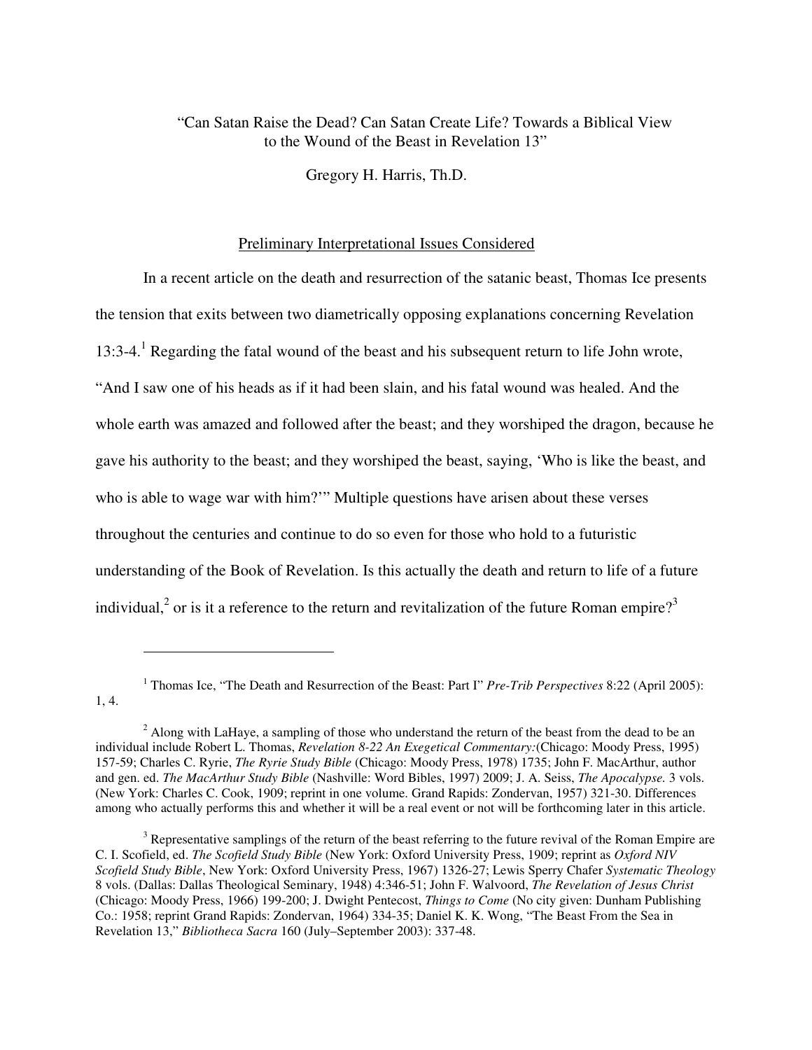# "Can Satan Raise the Dead? Can Satan Create Life? Towards a Biblical View to the Wound of the Beast in Revelation 13"

Gregory H. Harris, Th.D.

## Preliminary Interpretational Issues Considered

In a recent article on the death and resurrection of the satanic beast, Thomas Ice presents the tension that exits between two diametrically opposing explanations concerning Revelation 13:3-4.[1] Regarding the fatal wound of the beast and his subsequent return to life John wrote, "And I saw one of his heads as if it had been slain, and his fatal wound was healed. And the whole earth was amazed and followed after the beast; and they worshiped the dragon, because he gave his authority to the beast; and they worshiped the beast, saying, 'Who is like the beast, and who is able to wage war with him?'" Multiple questions have arisen about these verses throughout the centuries and continue to do so even for those who hold to a futuristic understanding of the Book of Revelation. Is this actually the death and return to life of a future individual,[2] or is it a reference to the return and revitalization of the future Roman empire?[3]

---

[1] Thomas Ice, "The Death and Resurrection of the Beast: Part I" *Pre-Trib Perspectives* 8:22 (April 2005): 1, 4.

[2] Along with LaHaye, a sampling of those who understand the return of the beast from the dead to be an individual include Robert L. Thomas, *Revelation 8-22 An Exegetical Commentary:*(Chicago: Moody Press, 1995) 157-59; Charles C. Ryrie, *The Ryrie Study Bible* (Chicago: Moody Press, 1978) 1735; John F. MacArthur, author and gen. ed. *The MacArthur Study Bible* (Nashville: Word Bibles, 1997) 2009; J. A. Seiss, *The Apocalypse.* 3 vols. (New York: Charles C. Cook, 1909; reprint in one volume. Grand Rapids: Zondervan, 1957) 321-30. Differences among who actually performs this and whether it will be a real event or not will be forthcoming later in this article.

[3] Representative samplings of the return of the beast referring to the future revival of the Roman Empire are C. I. Scofield, ed. *The Scofield Study Bible* (New York: Oxford University Press, 1909; reprint as *Oxford NIV Scofield Study Bible*, New York: Oxford University Press, 1967) 1326-27; Lewis Sperry Chafer *Systematic Theology* 8 vols. (Dallas: Dallas Theological Seminary, 1948) 4:346-51; John F. Walvoord, *The Revelation of Jesus Christ* (Chicago: Moody Press, 1966) 199-200; J. Dwight Pentecost, *Things to Come* (No city given: Dunham Publishing Co.: 1958; reprint Grand Rapids: Zondervan, 1964) 334-35; Daniel K. K. Wong, "The Beast From the Sea in Revelation 13," *Bibliotheca Sacra* 160 (July–September 2003): 337-48.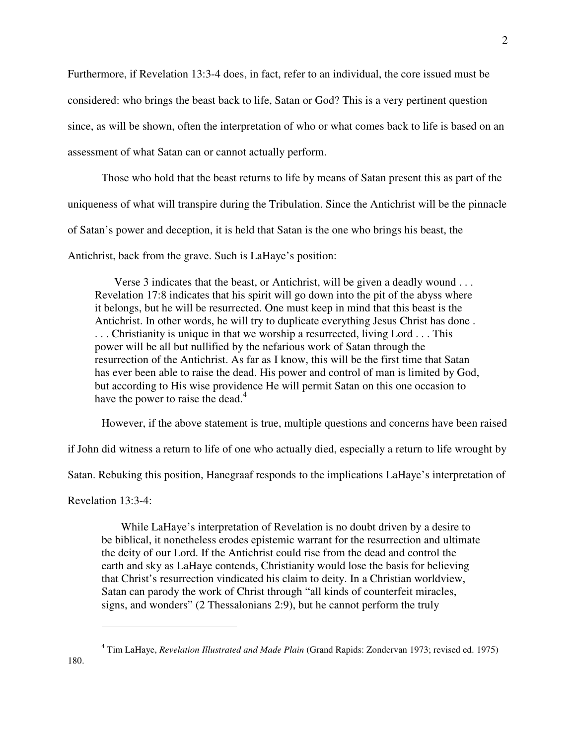Furthermore, if Revelation 13:3-4 does, in fact, refer to an individual, the core issued must be considered: who brings the beast back to life, Satan or God? This is a very pertinent question since, as will be shown, often the interpretation of who or what comes back to life is based on an assessment of what Satan can or cannot actually perform.

Those who hold that the beast returns to life by means of Satan present this as part of the uniqueness of what will transpire during the Tribulation. Since the Antichrist will be the pinnacle of Satan's power and deception, it is held that Satan is the one who brings his beast, the Antichrist, back from the grave. Such is LaHaye's position:

> Verse 3 indicates that the beast, or Antichrist, will be given a deadly wound . . . Revelation 17:8 indicates that his spirit will go down into the pit of the abyss where it belongs, but he will be resurrected. One must keep in mind that this beast is the Antichrist. In other words, he will try to duplicate everything Jesus Christ has done . . . . Christianity is unique in that we worship a resurrected, living Lord . . . This power will be all but nullified by the nefarious work of Satan through the resurrection of the Antichrist. As far as I know, this will be the first time that Satan has ever been able to raise the dead. His power and control of man is limited by God, but according to His wise providence He will permit Satan on this one occasion to have the power to raise the dead.[4]

However, if the above statement is true, multiple questions and concerns have been raised if John did witness a return to life of one who actually died, especially a return to life wrought by Satan. Rebuking this position, Hanegraaf responds to the implications LaHaye's interpretation of Revelation 13:3-4:

> While LaHaye's interpretation of Revelation is no doubt driven by a desire to be biblical, it nonetheless erodes epistemic warrant for the resurrection and ultimate the deity of our Lord. If the Antichrist could rise from the dead and control the earth and sky as LaHaye contends, Christianity would lose the basis for believing that Christ's resurrection vindicated his claim to deity. In a Christian worldview, Satan can parody the work of Christ through "all kinds of counterfeit miracles, signs, and wonders" (2 Thessalonians 2:9), but he cannot perform the truly

---

[4] Tim LaHaye, *Revelation Illustrated and Made Plain* (Grand Rapids: Zondervan 1973; revised ed. 1975) 180.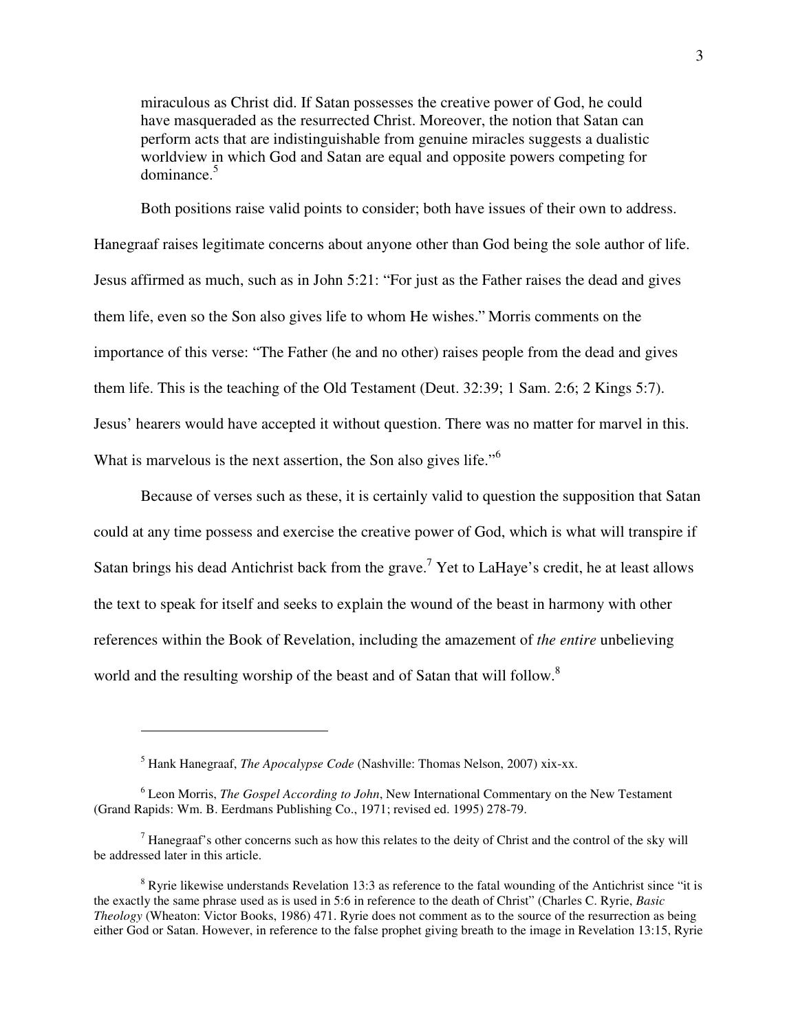> miraculous as Christ did. If Satan possesses the creative power of God, he could have masqueraded as the resurrected Christ. Moreover, the notion that Satan can perform acts that are indistinguishable from genuine miracles suggests a dualistic worldview in which God and Satan are equal and opposite powers competing for dominance.[5]

Both positions raise valid points to consider; both have issues of their own to address. Hanegraaf raises legitimate concerns about anyone other than God being the sole author of life. Jesus affirmed as much, such as in John 5:21: "For just as the Father raises the dead and gives them life, even so the Son also gives life to whom He wishes." Morris comments on the importance of this verse: "The Father (he and no other) raises people from the dead and gives them life. This is the teaching of the Old Testament (Deut. 32:39; 1 Sam. 2:6; 2 Kings 5:7). Jesus' hearers would have accepted it without question. There was no matter for marvel in this. What is marvelous is the next assertion, the Son also gives life."[6]

Because of verses such as these, it is certainly valid to question the supposition that Satan could at any time possess and exercise the creative power of God, which is what will transpire if Satan brings his dead Antichrist back from the grave.[7] Yet to LaHaye's credit, he at least allows the text to speak for itself and seeks to explain the wound of the beast in harmony with other references within the Book of Revelation, including the amazement of *the entire* unbelieving world and the resulting worship of the beast and of Satan that will follow.[8]

---

[5] Hank Hanegraaf, *The Apocalypse Code* (Nashville: Thomas Nelson, 2007) xix-xx.

[6] Leon Morris, *The Gospel According to John*, New International Commentary on the New Testament (Grand Rapids: Wm. B. Eerdmans Publishing Co., 1971; revised ed. 1995) 278-79.

[7] Hanegraaf's other concerns such as how this relates to the deity of Christ and the control of the sky will be addressed later in this article.

[8] Ryrie likewise understands Revelation 13:3 as reference to the fatal wounding of the Antichrist since "it is the exactly the same phrase as used as is used in 5:6 in reference to the death of Christ" (Charles C. Ryrie, *Basic Theology* (Wheaton: Victor Books, 1986) 471. Ryrie does not comment as to the source of the resurrection as being either God or Satan. However, in reference to the false prophet giving breath to the image in Revelation 13:15, Ryrie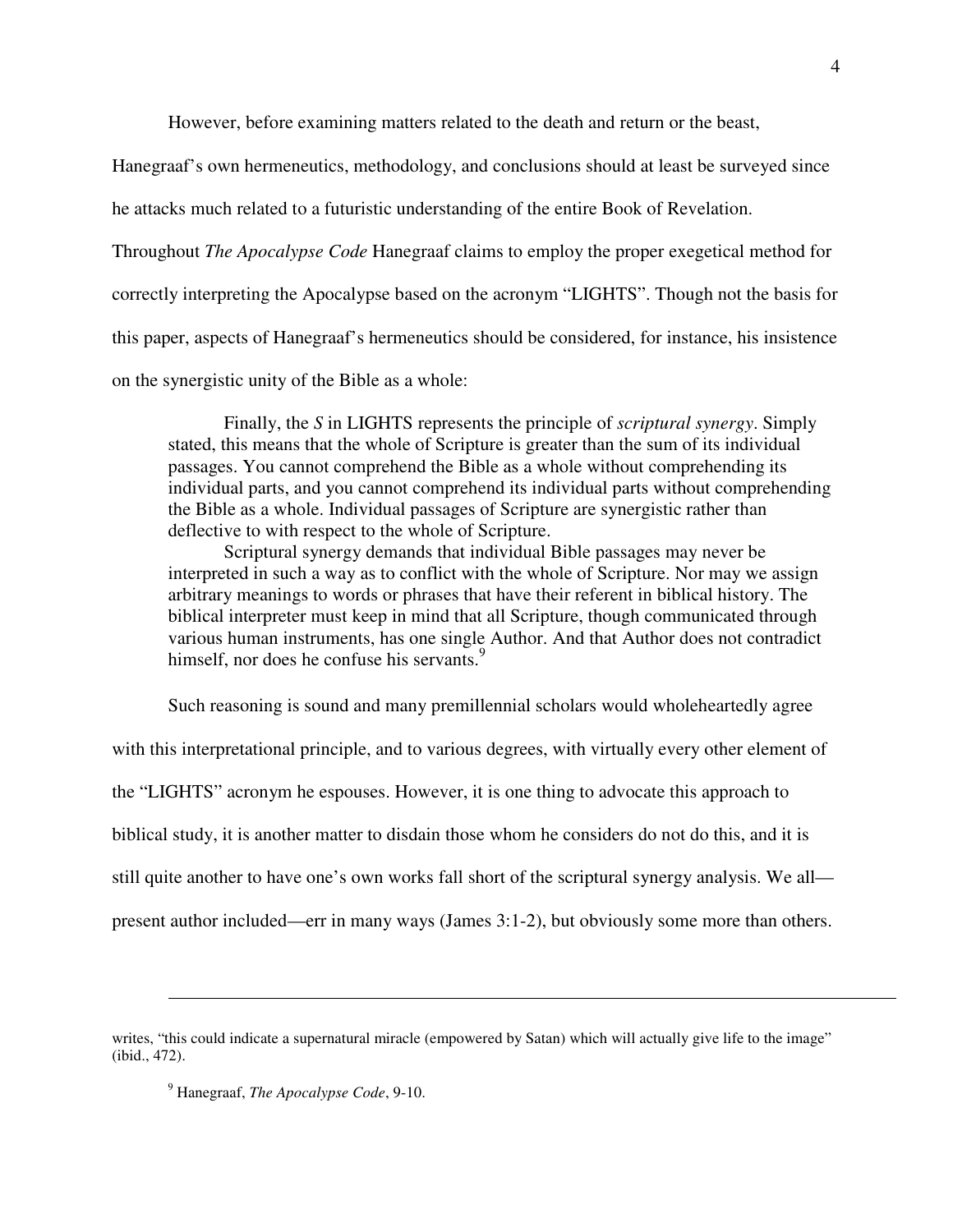However, before examining matters related to the death and return or the beast, Hanegraaf's own hermeneutics, methodology, and conclusions should at least be surveyed since he attacks much related to a futuristic understanding of the entire Book of Revelation. Throughout *The Apocalypse Code* Hanegraaf claims to employ the proper exegetical method for correctly interpreting the Apocalypse based on the acronym "LIGHTS". Though not the basis for this paper, aspects of Hanegraaf's hermeneutics should be considered, for instance, his insistence on the synergistic unity of the Bible as a whole:

> Finally, the *S* in LIGHTS represents the principle of *scriptural synergy*. Simply stated, this means that the whole of Scripture is greater than the sum of its individual passages. You cannot comprehend the Bible as a whole without comprehending its individual parts, and you cannot comprehend its individual parts without comprehending the Bible as a whole. Individual passages of Scripture are synergistic rather than deflective to with respect to the whole of Scripture.
>
> Scriptural synergy demands that individual Bible passages may never be interpreted in such a way as to conflict with the whole of Scripture. Nor may we assign arbitrary meanings to words or phrases that have their referent in biblical history. The biblical interpreter must keep in mind that all Scripture, though communicated through various human instruments, has one single Author. And that Author does not contradict himself, nor does he confuse his servants.[9]

Such reasoning is sound and many premillennial scholars would wholeheartedly agree with this interpretational principle, and to various degrees, with virtually every other element of the "LIGHTS" acronym he espouses. However, it is one thing to advocate this approach to biblical study, it is another matter to disdain those whom he considers do not do this, and it is still quite another to have one's own works fall short of the scriptural synergy analysis. We all—present author included—err in many ways (James 3:1-2), but obviously some more than others.

---

writes, "this could indicate a supernatural miracle (empowered by Satan) which will actually give life to the image" (ibid., 472).

[9] Hanegraaf, *The Apocalypse Code*, 9-10.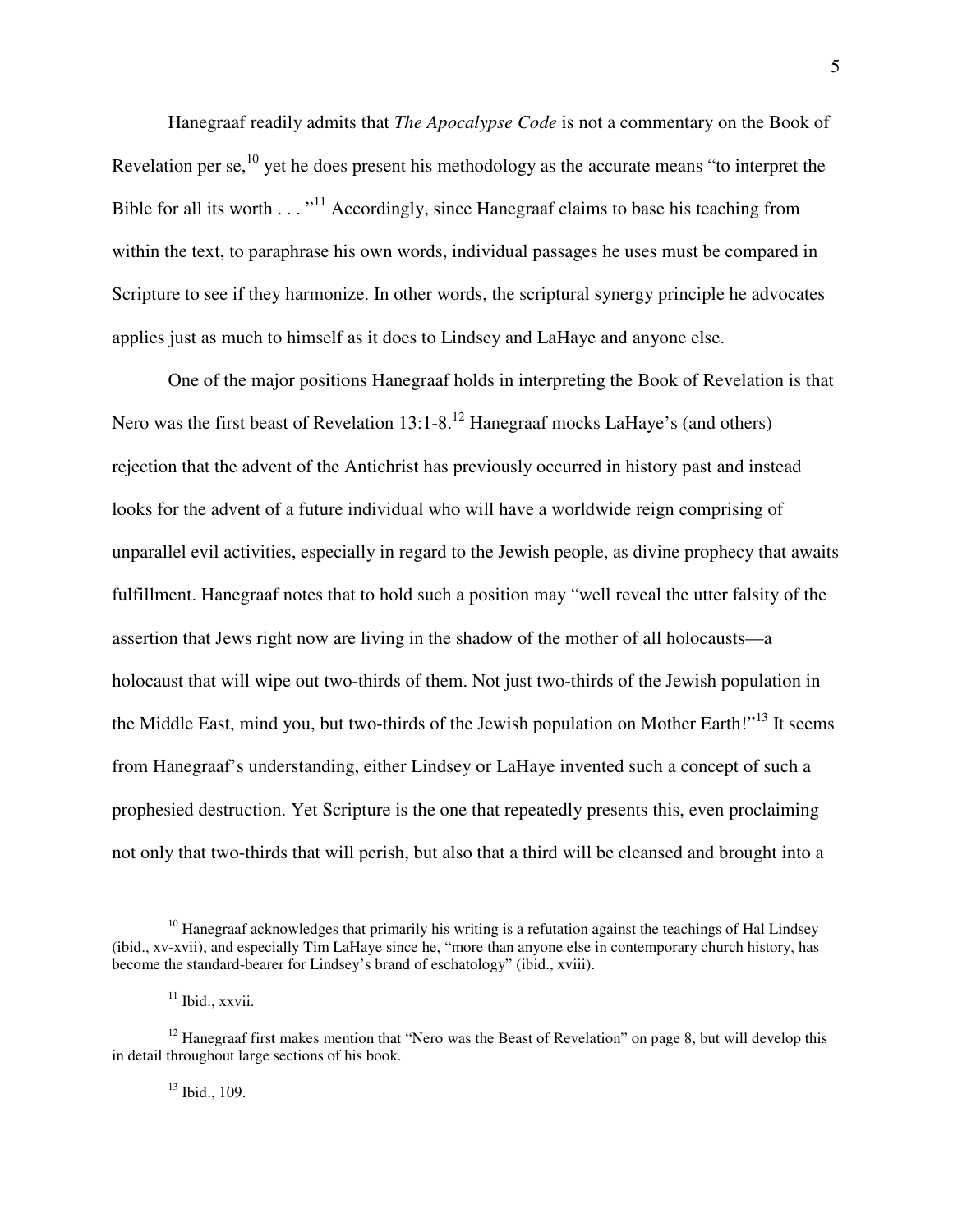Hanegraaf readily admits that *The Apocalypse Code* is not a commentary on the Book of Revelation per se,[10] yet he does present his methodology as the accurate means "to interpret the Bible for all its worth . . ."[11] Accordingly, since Hanegraaf claims to base his teaching from within the text, to paraphrase his own words, individual passages he uses must be compared in Scripture to see if they harmonize. In other words, the scriptural synergy principle he advocates applies just as much to himself as it does to Lindsey and LaHaye and anyone else.

One of the major positions Hanegraaf holds in interpreting the Book of Revelation is that Nero was the first beast of Revelation 13:1-8.[12] Hanegraaf mocks LaHaye's (and others) rejection that the advent of the Antichrist has previously occurred in history past and instead looks for the advent of a future individual who will have a worldwide reign comprising of unparallel evil activities, especially in regard to the Jewish people, as divine prophecy that awaits fulfillment. Hanegraaf notes that to hold such a position may "well reveal the utter falsity of the assertion that Jews right now are living in the shadow of the mother of all holocausts—a holocaust that will wipe out two-thirds of them. Not just two-thirds of the Jewish population in the Middle East, mind you, but two-thirds of the Jewish population on Mother Earth!"[13] It seems from Hanegraaf's understanding, either Lindsey or LaHaye invented such a concept of such a prophesied destruction. Yet Scripture is the one that repeatedly presents this, even proclaiming not only that two-thirds that will perish, but also that a third will be cleansed and brought into a

---

[10] Hanegraaf acknowledges that primarily his writing is a refutation against the teachings of Hal Lindsey (ibid., xv-xvii), and especially Tim LaHaye since he, "more than anyone else in contemporary church history, has become the standard-bearer for Lindsey's brand of eschatology" (ibid., xviii).

[11] Ibid., xxvii.

[12] Hanegraaf first makes mention that "Nero was the Beast of Revelation" on page 8, but will develop this in detail throughout large sections of his book.

[13] Ibid., 109.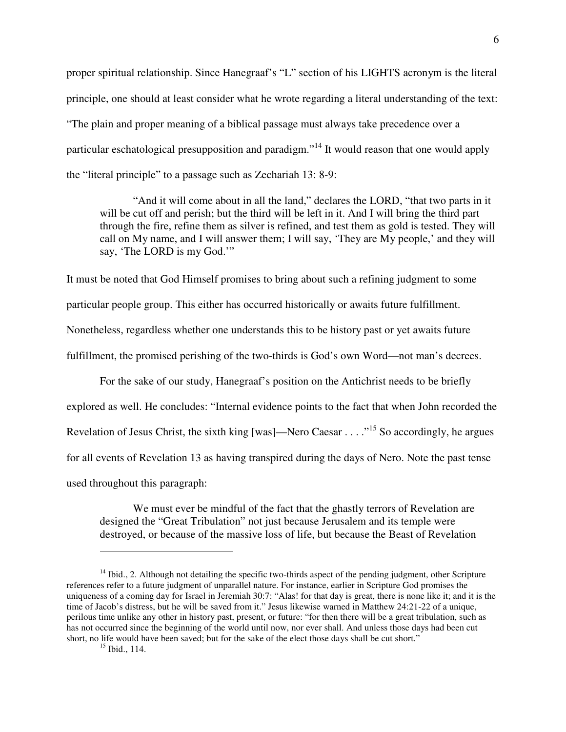proper spiritual relationship. Since Hanegraaf's "L" section of his LIGHTS acronym is the literal principle, one should at least consider what he wrote regarding a literal understanding of the text: "The plain and proper meaning of a biblical passage must always take precedence over a particular eschatological presupposition and paradigm."[14] It would reason that one would apply the "literal principle" to a passage such as Zechariah 13: 8-9:

> "And it will come about in all the land," declares the LORD, "that two parts in it will be cut off and perish; but the third will be left in it. And I will bring the third part through the fire, refine them as silver is refined, and test them as gold is tested. They will call on My name, and I will answer them; I will say, 'They are My people,' and they will say, 'The LORD is my God.'"

It must be noted that God Himself promises to bring about such a refining judgment to some particular people group. This either has occurred historically or awaits future fulfillment. Nonetheless, regardless whether one understands this to be history past or yet awaits future fulfillment, the promised perishing of the two-thirds is God's own Word—not man's decrees.

For the sake of our study, Hanegraaf's position on the Antichrist needs to be briefly explored as well. He concludes: "Internal evidence points to the fact that when John recorded the Revelation of Jesus Christ, the sixth king [was]—Nero Caesar . . . ."[15] So accordingly, he argues for all events of Revelation 13 as having transpired during the days of Nero. Note the past tense used throughout this paragraph:

> We must ever be mindful of the fact that the ghastly terrors of Revelation are designed the "Great Tribulation" not just because Jerusalem and its temple were destroyed, or because of the massive loss of life, but because the Beast of Revelation

---

[14] Ibid., 2. Although not detailing the specific two-thirds aspect of the pending judgment, other Scripture references refer to a future judgment of unparallel nature. For instance, earlier in Scripture God promises the uniqueness of a coming day for Israel in Jeremiah 30:7: "Alas! for that day is great, there is none like it; and it is the time of Jacob's distress, but he will be saved from it." Jesus likewise warned in Matthew 24:21-22 of a unique, perilous time unlike any other in history past, present, or future: "for then there will be a great tribulation, such as has not occurred since the beginning of the world until now, nor ever shall. And unless those days had been cut short, no life would have been saved; but for the sake of the elect those days shall be cut short."

[15] Ibid., 114.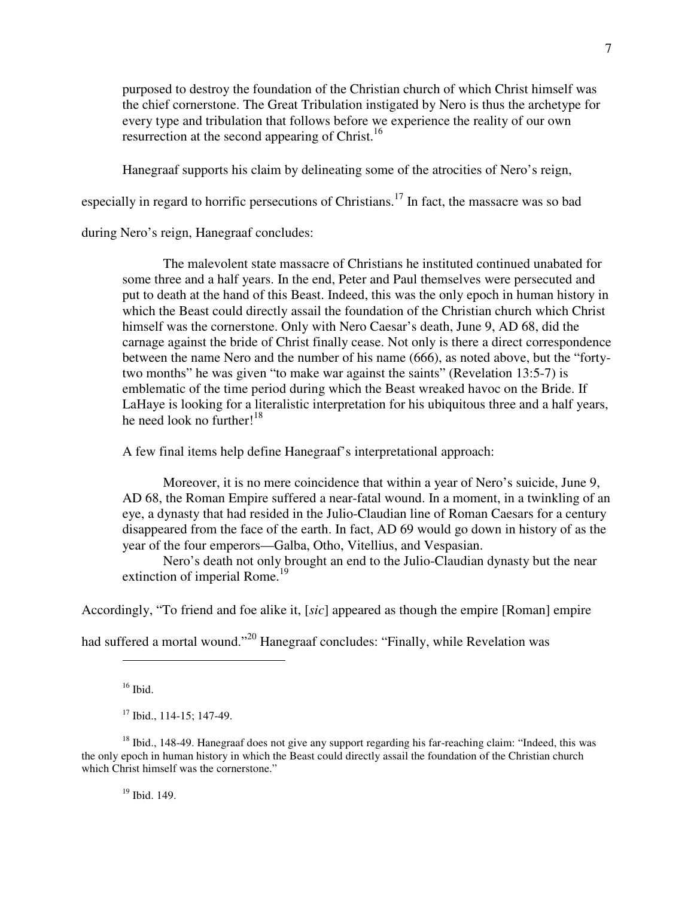> purposed to destroy the foundation of the Christian church of which Christ himself was the chief cornerstone. The Great Tribulation instigated by Nero is thus the archetype for every type and tribulation that follows before we experience the reality of our own resurrection at the second appearing of Christ.[16]

Hanegraaf supports his claim by delineating some of the atrocities of Nero's reign, especially in regard to horrific persecutions of Christians.[17] In fact, the massacre was so bad during Nero's reign, Hanegraaf concludes:

> The malevolent state massacre of Christians he instituted continued unabated for some three and a half years. In the end, Peter and Paul themselves were persecuted and put to death at the hand of this Beast. Indeed, this was the only epoch in human history in which the Beast could directly assail the foundation of the Christian church which Christ himself was the cornerstone. Only with Nero Caesar's death, June 9, AD 68, did the carnage against the bride of Christ finally cease. Not only is there a direct correspondence between the name Nero and the number of his name (666), as noted above, but the "forty-two months" he was given "to make war against the saints" (Revelation 13:5-7) is emblematic of the time period during which the Beast wreaked havoc on the Bride. If LaHaye is looking for a literalistic interpretation for his ubiquitous three and a half years, he need look no further![18]

A few final items help define Hanegraaf's interpretational approach:

> Moreover, it is no mere coincidence that within a year of Nero's suicide, June 9, AD 68, the Roman Empire suffered a near-fatal wound. In a moment, in a twinkling of an eye, a dynasty that had resided in the Julio-Claudian line of Roman Caesars for a century disappeared from the face of the earth. In fact, AD 69 would go down in history of as the year of the four emperors—Galba, Otho, Vitellius, and Vespasian.
>
> Nero's death not only brought an end to the Julio-Claudian dynasty but the near extinction of imperial Rome.[19]

Accordingly, "To friend and foe alike it, [*sic*] appeared as though the empire [Roman] empire had suffered a mortal wound."[20] Hanegraaf concludes: "Finally, while Revelation was

---

[16] Ibid.

[17] Ibid., 114-15; 147-49.

[18] Ibid., 148-49. Hanegraaf does not give any support regarding his far-reaching claim: "Indeed, this was the only epoch in human history in which the Beast could directly assail the foundation of the Christian church which Christ himself was the cornerstone."

[19] Ibid. 149.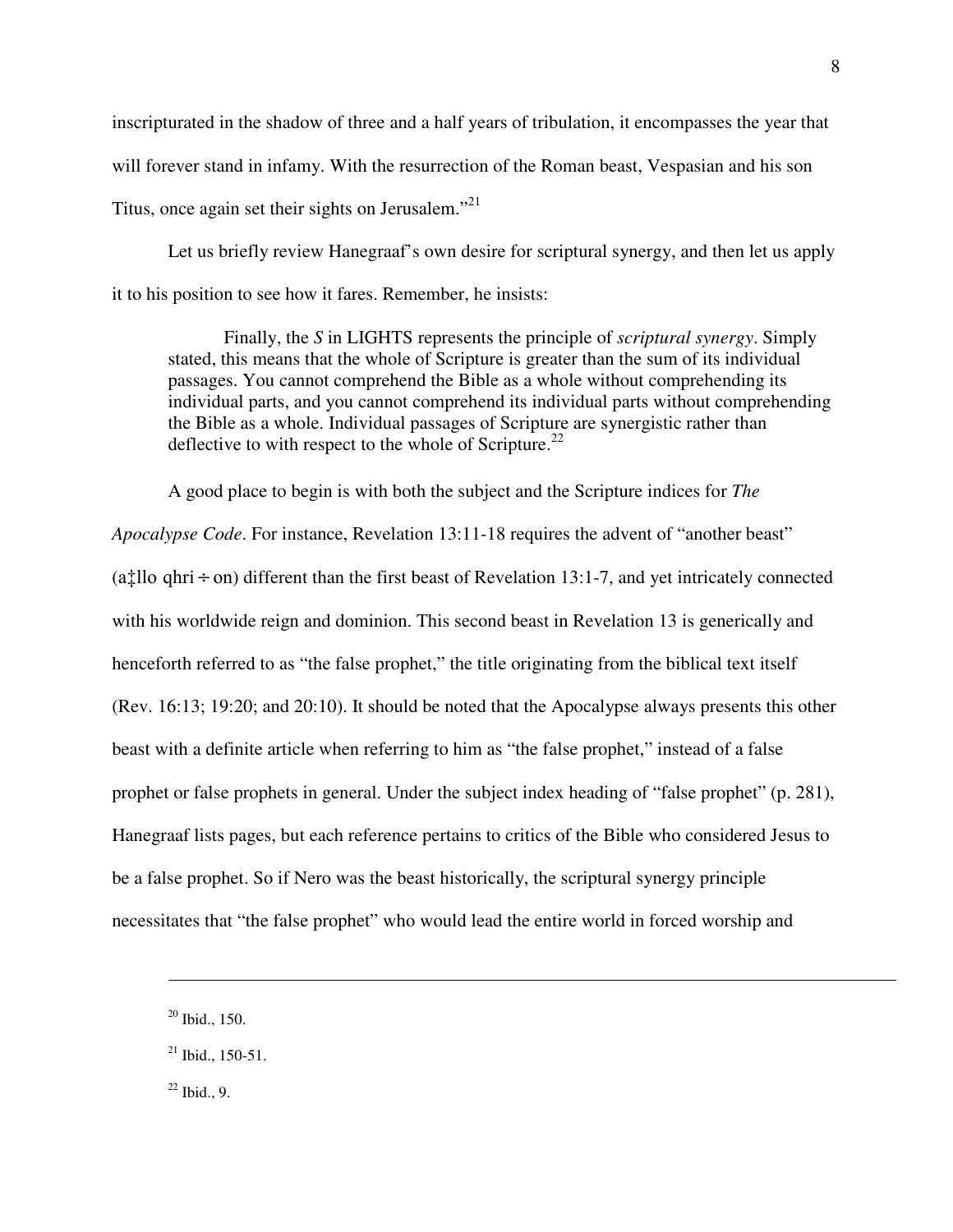inscripturated in the shadow of three and a half years of tribulation, it encompasses the year that will forever stand in infamy. With the resurrection of the Roman beast, Vespasian and his son Titus, once again set their sights on Jerusalem."[21]

Let us briefly review Hanegraaf's own desire for scriptural synergy, and then let us apply it to his position to see how it fares. Remember, he insists:

> Finally, the *S* in LIGHTS represents the principle of *scriptural synergy*. Simply stated, this means that the whole of Scripture is greater than the sum of its individual passages. You cannot comprehend the Bible as a whole without comprehending its individual parts, and you cannot comprehend its individual parts without comprehending the Bible as a whole. Individual passages of Scripture are synergistic rather than deflective to with respect to the whole of Scripture.[22]

A good place to begin is with both the subject and the Scripture indices for *The Apocalypse Code*. For instance, Revelation 13:11-18 requires the advent of "another beast" (a‡llo qhri÷on) different than the first beast of Revelation 13:1-7, and yet intricately connected with his worldwide reign and dominion. This second beast in Revelation 13 is generically and henceforth referred to as "the false prophet," the title originating from the biblical text itself (Rev. 16:13; 19:20; and 20:10). It should be noted that the Apocalypse always presents this other beast with a definite article when referring to him as "the false prophet," instead of a false prophet or false prophets in general. Under the subject index heading of "false prophet" (p. 281), Hanegraaf lists pages, but each reference pertains to critics of the Bible who considered Jesus to be a false prophet. So if Nero was the beast historically, the scriptural synergy principle necessitates that "the false prophet" who would lead the entire world in forced worship and

---

[20] Ibid., 150.

[21] Ibid., 150-51.

[22] Ibid., 9.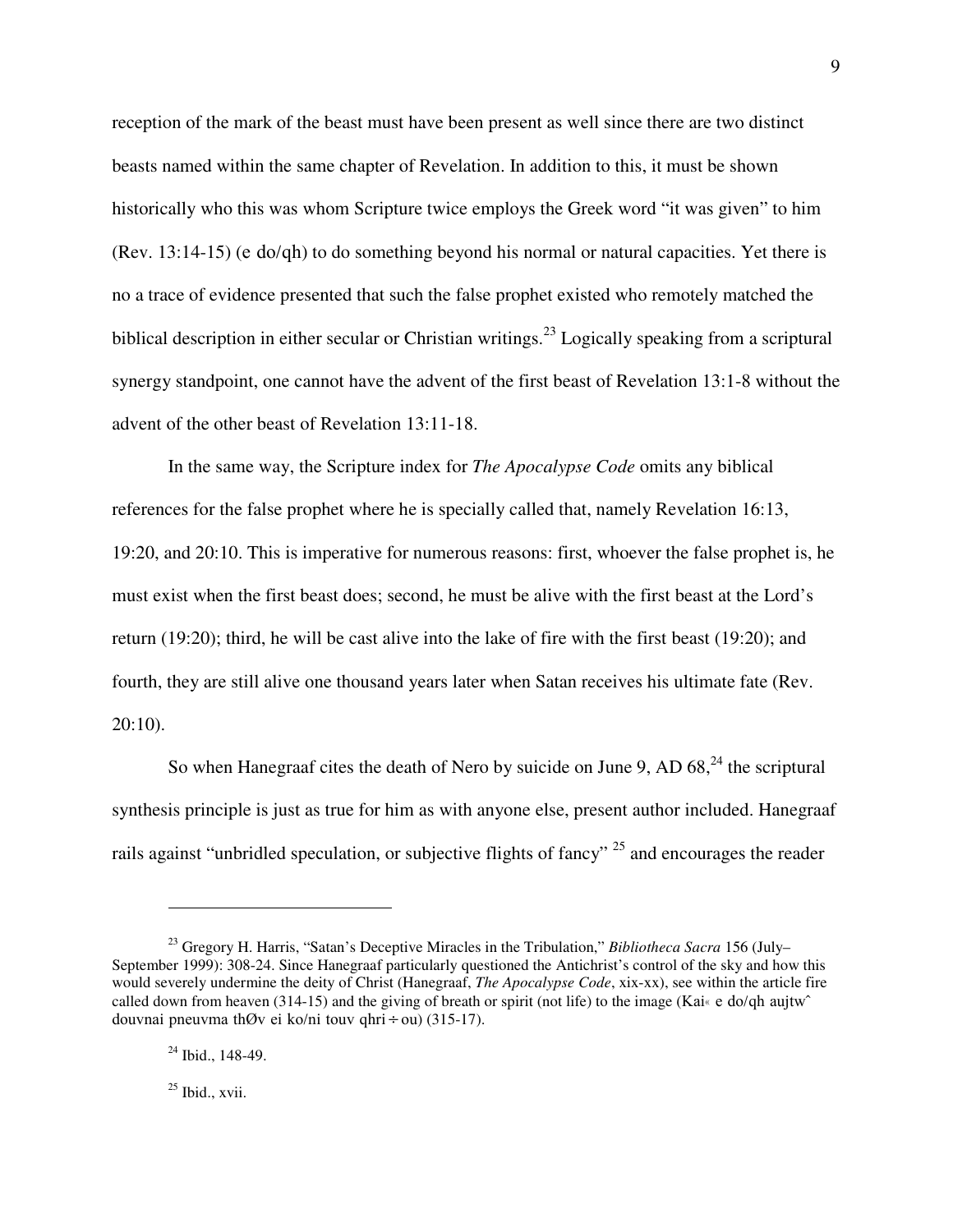reception of the mark of the beast must have been present as well since there are two distinct beasts named within the same chapter of Revelation. In addition to this, it must be shown historically who this was whom Scripture twice employs the Greek word "it was given" to him (Rev. 13:14-15) (e do/qh) to do something beyond his normal or natural capacities. Yet there is no a trace of evidence presented that such the false prophet existed who remotely matched the biblical description in either secular or Christian writings.[23] Logically speaking from a scriptural synergy standpoint, one cannot have the advent of the first beast of Revelation 13:1-8 without the advent of the other beast of Revelation 13:11-18.

In the same way, the Scripture index for *The Apocalypse Code* omits any biblical references for the false prophet where he is specially called that, namely Revelation 16:13, 19:20, and 20:10. This is imperative for numerous reasons: first, whoever the false prophet is, he must exist when the first beast does; second, he must be alive with the first beast at the Lord's return (19:20); third, he will be cast alive into the lake of fire with the first beast (19:20); and fourth, they are still alive one thousand years later when Satan receives his ultimate fate (Rev. 20:10).

So when Hanegraaf cites the death of Nero by suicide on June 9, AD 68,[24] the scriptural synthesis principle is just as true for him as with anyone else, present author included. Hanegraaf rails against "unbridled speculation, or subjective flights of fancy" [25] and encourages the reader

---

[23] Gregory H. Harris, "Satan's Deceptive Miracles in the Tribulation," *Bibliotheca Sacra* 156 (July–September 1999): 308-24. Since Hanegraaf particularly questioned the Antichrist's control of the sky and how this would severely undermine the deity of Christ (Hanegraaf, *The Apocalypse Code*, xix-xx), see within the article fire called down from heaven (314-15) and the giving of breath or spirit (not life) to the image (Kai« e do/qh aujtw^ douvnai pneuvma thØv ei ko/ni touv qhri÷ou) (315-17).

[24] Ibid., 148-49.

[25] Ibid., xvii.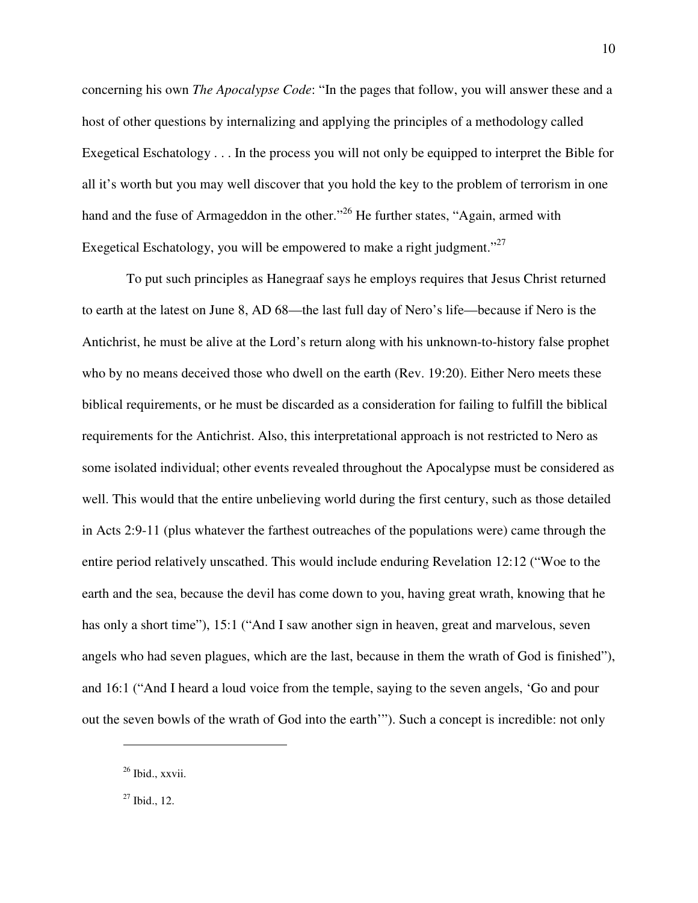concerning his own *The Apocalypse Code*: "In the pages that follow, you will answer these and a host of other questions by internalizing and applying the principles of a methodology called Exegetical Eschatology . . . In the process you will not only be equipped to interpret the Bible for all it's worth but you may well discover that you hold the key to the problem of terrorism in one hand and the fuse of Armageddon in the other."[26] He further states, "Again, armed with Exegetical Eschatology, you will be empowered to make a right judgment."[27]

To put such principles as Hanegraaf says he employs requires that Jesus Christ returned to earth at the latest on June 8, AD 68—the last full day of Nero's life—because if Nero is the Antichrist, he must be alive at the Lord's return along with his unknown-to-history false prophet who by no means deceived those who dwell on the earth (Rev. 19:20). Either Nero meets these biblical requirements, or he must be discarded as a consideration for failing to fulfill the biblical requirements for the Antichrist. Also, this interpretational approach is not restricted to Nero as some isolated individual; other events revealed throughout the Apocalypse must be considered as well. This would that the entire unbelieving world during the first century, such as those detailed in Acts 2:9-11 (plus whatever the farthest outreaches of the populations were) came through the entire period relatively unscathed. This would include enduring Revelation 12:12 ("Woe to the earth and the sea, because the devil has come down to you, having great wrath, knowing that he has only a short time"), 15:1 ("And I saw another sign in heaven, great and marvelous, seven angels who had seven plagues, which are the last, because in them the wrath of God is finished"), and 16:1 ("And I heard a loud voice from the temple, saying to the seven angels, 'Go and pour out the seven bowls of the wrath of God into the earth'"). Such a concept is incredible: not only

---

[26] Ibid., xxvii.

[27] Ibid., 12.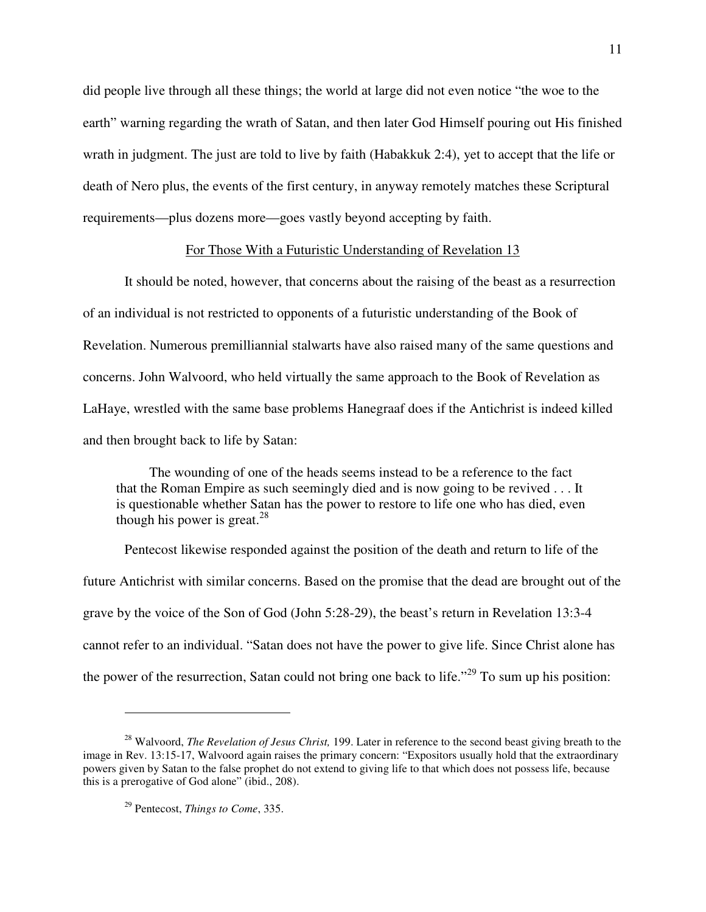did people live through all these things; the world at large did not even notice "the woe to the earth" warning regarding the wrath of Satan, and then later God Himself pouring out His finished wrath in judgment. The just are told to live by faith (Habakkuk 2:4), yet to accept that the life or death of Nero plus, the events of the first century, in anyway remotely matches these Scriptural requirements—plus dozens more—goes vastly beyond accepting by faith.

## For Those With a Futuristic Understanding of Revelation 13

It should be noted, however, that concerns about the raising of the beast as a resurrection of an individual is not restricted to opponents of a futuristic understanding of the Book of Revelation. Numerous premilliannial stalwarts have also raised many of the same questions and concerns. John Walvoord, who held virtually the same approach to the Book of Revelation as LaHaye, wrestled with the same base problems Hanegraaf does if the Antichrist is indeed killed and then brought back to life by Satan:

> The wounding of one of the heads seems instead to be a reference to the fact that the Roman Empire as such seemingly died and is now going to be revived . . . It is questionable whether Satan has the power to restore to life one who has died, even though his power is great.[28]

Pentecost likewise responded against the position of the death and return to life of the future Antichrist with similar concerns. Based on the promise that the dead are brought out of the grave by the voice of the Son of God (John 5:28-29), the beast's return in Revelation 13:3-4 cannot refer to an individual. "Satan does not have the power to give life. Since Christ alone has the power of the resurrection, Satan could not bring one back to life."[29] To sum up his position:

---

[28] Walvoord, *The Revelation of Jesus Christ,* 199. Later in reference to the second beast giving breath to the image in Rev. 13:15-17, Walvoord again raises the primary concern: "Expositors usually hold that the extraordinary powers given by Satan to the false prophet do not extend to giving life to that which does not possess life, because this is a prerogative of God alone" (ibid., 208).

[29] Pentecost, *Things to Come*, 335.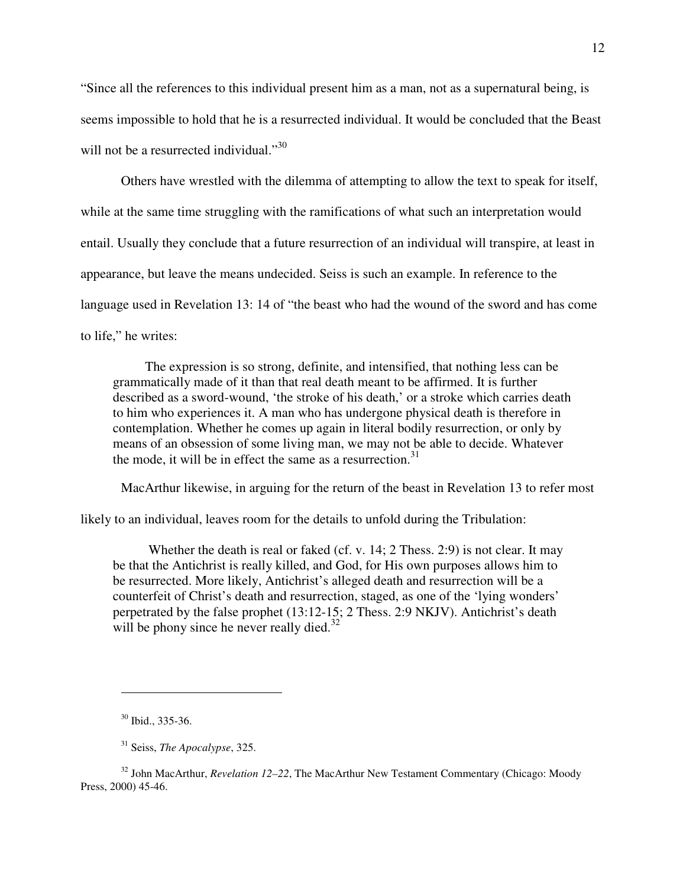"Since all the references to this individual present him as a man, not as a supernatural being, is seems impossible to hold that he is a resurrected individual. It would be concluded that the Beast will not be a resurrected individual."[30]

Others have wrestled with the dilemma of attempting to allow the text to speak for itself, while at the same time struggling with the ramifications of what such an interpretation would entail. Usually they conclude that a future resurrection of an individual will transpire, at least in appearance, but leave the means undecided. Seiss is such an example. In reference to the language used in Revelation 13: 14 of "the beast who had the wound of the sword and has come to life," he writes:

> The expression is so strong, definite, and intensified, that nothing less can be grammatically made of it than that real death meant to be affirmed. It is further described as a sword-wound, 'the stroke of his death,' or a stroke which carries death to him who experiences it. A man who has undergone physical death is therefore in contemplation. Whether he comes up again in literal bodily resurrection, or only by means of an obsession of some living man, we may not be able to decide. Whatever the mode, it will be in effect the same as a resurrection.[31]

MacArthur likewise, in arguing for the return of the beast in Revelation 13 to refer most likely to an individual, leaves room for the details to unfold during the Tribulation:

> Whether the death is real or faked (cf. v. 14; 2 Thess. 2:9) is not clear. It may be that the Antichrist is really killed, and God, for His own purposes allows him to be resurrected. More likely, Antichrist's alleged death and resurrection will be a counterfeit of Christ's death and resurrection, staged, as one of the 'lying wonders' perpetrated by the false prophet (13:12-15; 2 Thess. 2:9 NKJV). Antichrist's death will be phony since he never really died.[32]

---

[30] Ibid., 335-36.

[31] Seiss, *The Apocalypse*, 325.

[32] John MacArthur, *Revelation 12–22*, The MacArthur New Testament Commentary (Chicago: Moody Press, 2000) 45-46.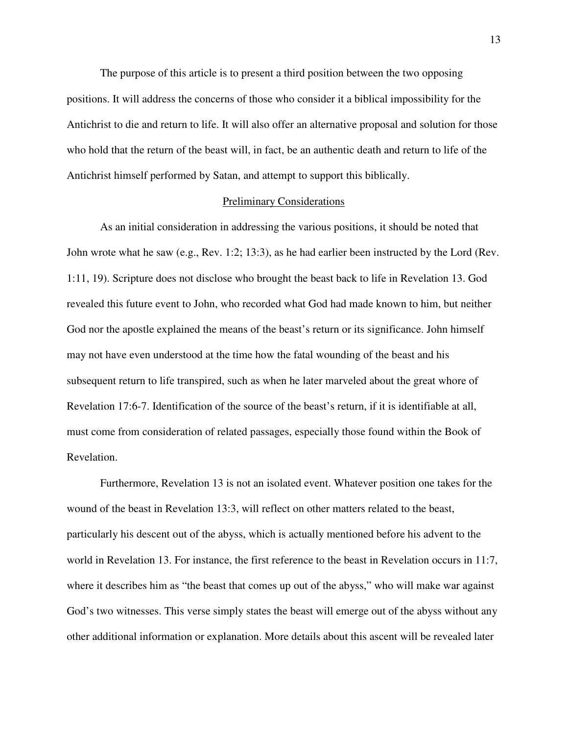The purpose of this article is to present a third position between the two opposing positions. It will address the concerns of those who consider it a biblical impossibility for the Antichrist to die and return to life. It will also offer an alternative proposal and solution for those who hold that the return of the beast will, in fact, be an authentic death and return to life of the Antichrist himself performed by Satan, and attempt to support this biblically.

## Preliminary Considerations

As an initial consideration in addressing the various positions, it should be noted that John wrote what he saw (e.g., Rev. 1:2; 13:3), as he had earlier been instructed by the Lord (Rev. 1:11, 19). Scripture does not disclose who brought the beast back to life in Revelation 13. God revealed this future event to John, who recorded what God had made known to him, but neither God nor the apostle explained the means of the beast's return or its significance. John himself may not have even understood at the time how the fatal wounding of the beast and his subsequent return to life transpired, such as when he later marveled about the great whore of Revelation 17:6-7. Identification of the source of the beast's return, if it is identifiable at all, must come from consideration of related passages, especially those found within the Book of Revelation.

Furthermore, Revelation 13 is not an isolated event. Whatever position one takes for the wound of the beast in Revelation 13:3, will reflect on other matters related to the beast, particularly his descent out of the abyss, which is actually mentioned before his advent to the world in Revelation 13. For instance, the first reference to the beast in Revelation occurs in 11:7, where it describes him as "the beast that comes up out of the abyss," who will make war against God's two witnesses. This verse simply states the beast will emerge out of the abyss without any other additional information or explanation. More details about this ascent will be revealed later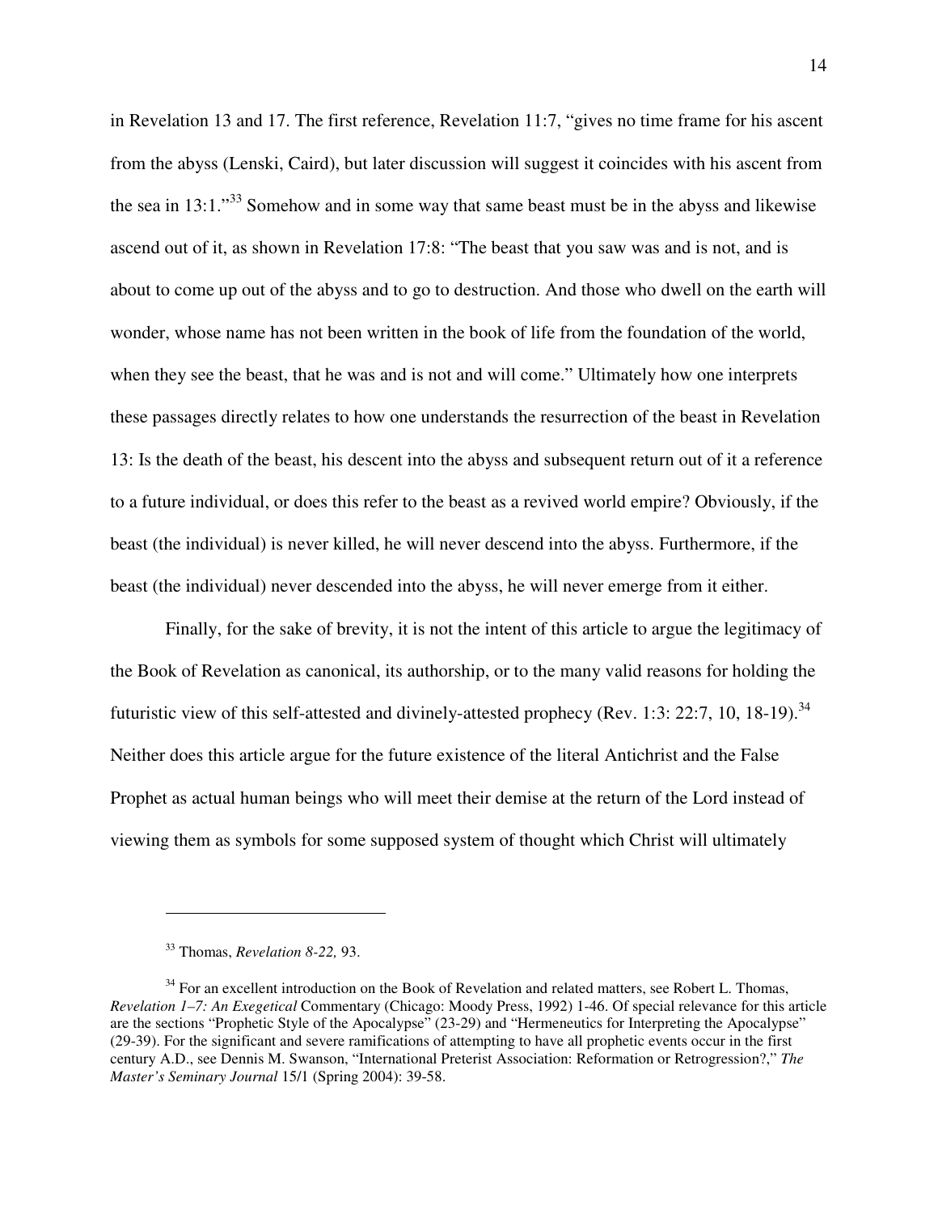in Revelation 13 and 17. The first reference, Revelation 11:7, "gives no time frame for his ascent from the abyss (Lenski, Caird), but later discussion will suggest it coincides with his ascent from the sea in 13:1."[33] Somehow and in some way that same beast must be in the abyss and likewise ascend out of it, as shown in Revelation 17:8: "The beast that you saw was and is not, and is about to come up out of the abyss and to go to destruction. And those who dwell on the earth will wonder, whose name has not been written in the book of life from the foundation of the world, when they see the beast, that he was and is not and will come." Ultimately how one interprets these passages directly relates to how one understands the resurrection of the beast in Revelation 13: Is the death of the beast, his descent into the abyss and subsequent return out of it a reference to a future individual, or does this refer to the beast as a revived world empire? Obviously, if the beast (the individual) is never killed, he will never descend into the abyss. Furthermore, if the beast (the individual) never descended into the abyss, he will never emerge from it either.

Finally, for the sake of brevity, it is not the intent of this article to argue the legitimacy of the Book of Revelation as canonical, its authorship, or to the many valid reasons for holding the futuristic view of this self-attested and divinely-attested prophecy (Rev. 1:3: 22:7, 10, 18-19).[34] Neither does this article argue for the future existence of the literal Antichrist and the False Prophet as actual human beings who will meet their demise at the return of the Lord instead of viewing them as symbols for some supposed system of thought which Christ will ultimately

---

[33] Thomas, *Revelation 8-22,* 93.

[34] For an excellent introduction on the Book of Revelation and related matters, see Robert L. Thomas, *Revelation 1–7: An Exegetical* Commentary (Chicago: Moody Press, 1992) 1-46. Of special relevance for this article are the sections "Prophetic Style of the Apocalypse" (23-29) and "Hermeneutics for Interpreting the Apocalypse" (29-39). For the significant and severe ramifications of attempting to have all prophetic events occur in the first century A.D., see Dennis M. Swanson, "International Preterist Association: Reformation or Retrogression?," *The Master's Seminary Journal* 15/1 (Spring 2004): 39-58.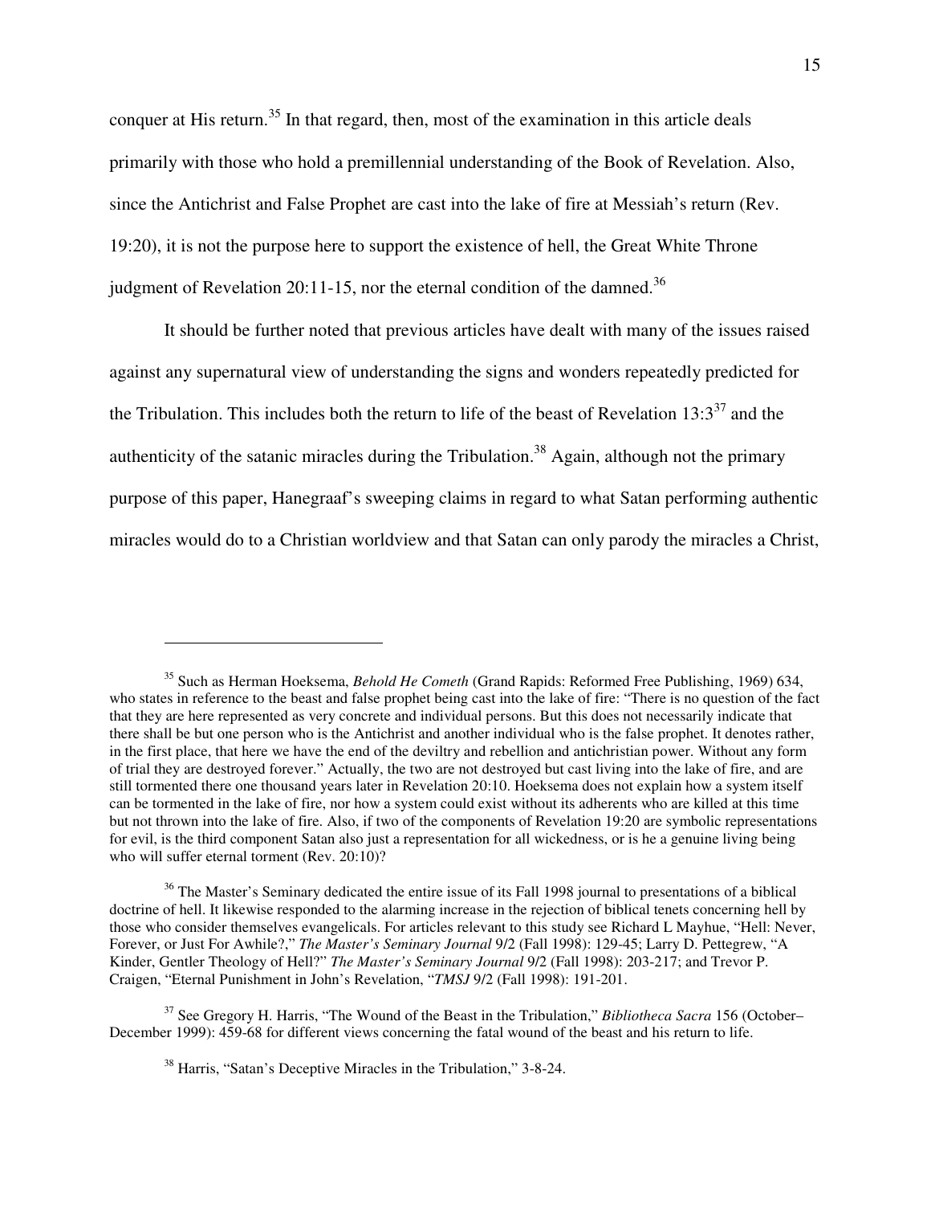conquer at His return.[35] In that regard, then, most of the examination in this article deals primarily with those who hold a premillennial understanding of the Book of Revelation. Also, since the Antichrist and False Prophet are cast into the lake of fire at Messiah's return (Rev. 19:20), it is not the purpose here to support the existence of hell, the Great White Throne judgment of Revelation 20:11-15, nor the eternal condition of the damned.[36]

It should be further noted that previous articles have dealt with many of the issues raised against any supernatural view of understanding the signs and wonders repeatedly predicted for the Tribulation. This includes both the return to life of the beast of Revelation 13:3[37] and the authenticity of the satanic miracles during the Tribulation.[38] Again, although not the primary purpose of this paper, Hanegraaf's sweeping claims in regard to what Satan performing authentic miracles would do to a Christian worldview and that Satan can only parody the miracles a Christ,

---

[35] Such as Herman Hoeksema, *Behold He Cometh* (Grand Rapids: Reformed Free Publishing, 1969) 634, who states in reference to the beast and false prophet being cast into the lake of fire: "There is no question of the fact that they are here represented as very concrete and individual persons. But this does not necessarily indicate that there shall be but one person who is the Antichrist and another individual who is the false prophet. It denotes rather, in the first place, that here we have the end of the deviltry and rebellion and antichristian power. Without any form of trial they are destroyed forever." Actually, the two are not destroyed but cast living into the lake of fire, and are still tormented there one thousand years later in Revelation 20:10. Hoeksema does not explain how a system itself can be tormented in the lake of fire, nor how a system could exist without its adherents who are killed at this time but not thrown into the lake of fire. Also, if two of the components of Revelation 19:20 are symbolic representations for evil, is the third component Satan also just a representation for all wickedness, or is he a genuine living being who will suffer eternal torment (Rev. 20:10)?

[36] The Master's Seminary dedicated the entire issue of its Fall 1998 journal to presentations of a biblical doctrine of hell. It likewise responded to the alarming increase in the rejection of biblical tenets concerning hell by those who consider themselves evangelicals. For articles relevant to this study see Richard L Mayhue, "Hell: Never, Forever, or Just For Awhile?," *The Master's Seminary Journal* 9/2 (Fall 1998): 129-45; Larry D. Pettegrew, "A Kinder, Gentler Theology of Hell?" *The Master's Seminary Journal* 9/2 (Fall 1998): 203-217; and Trevor P. Craigen, "Eternal Punishment in John's Revelation, "*TMSJ* 9/2 (Fall 1998): 191-201.

[37] See Gregory H. Harris, "The Wound of the Beast in the Tribulation," *Bibliotheca Sacra* 156 (October–December 1999): 459-68 for different views concerning the fatal wound of the beast and his return to life.

[38] Harris, "Satan's Deceptive Miracles in the Tribulation," 3-8-24.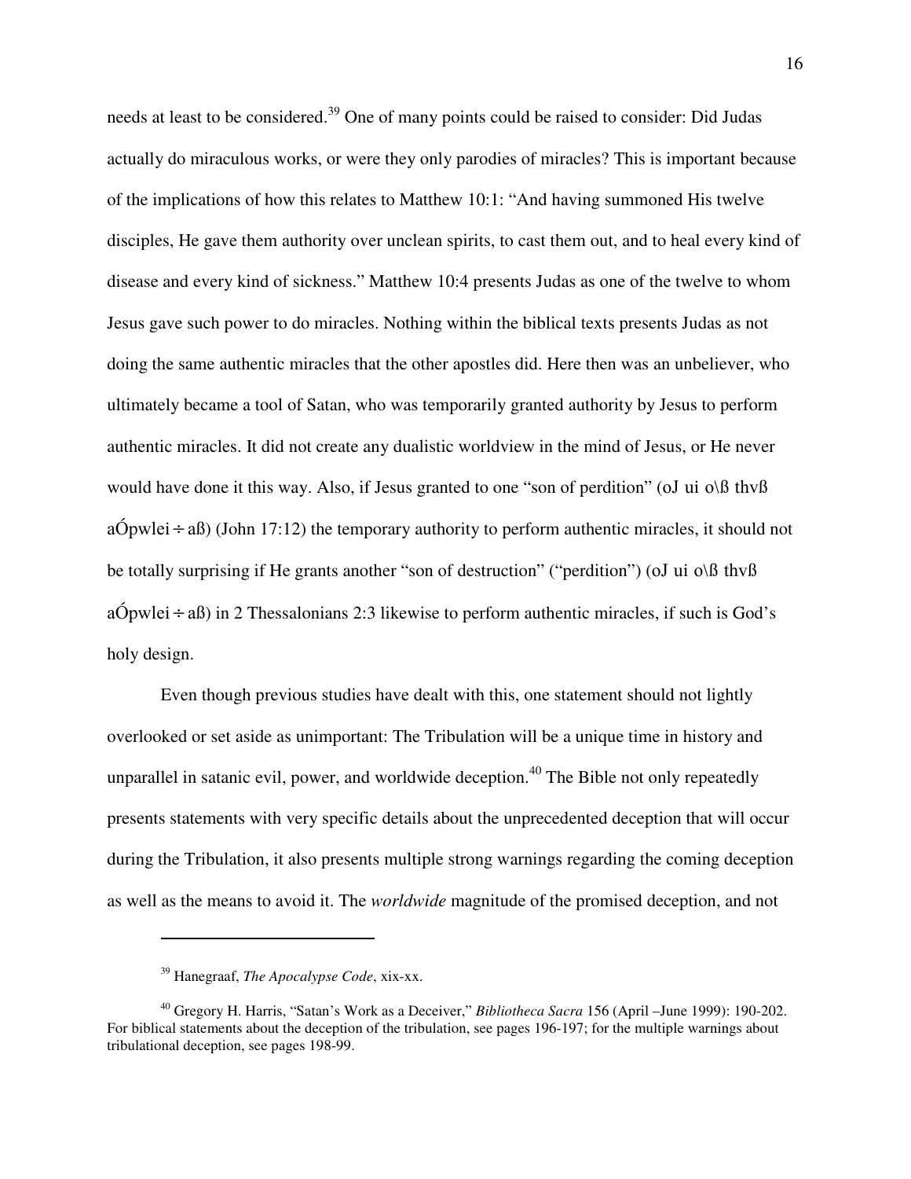needs at least to be considered.[39] One of many points could be raised to consider: Did Judas actually do miraculous works, or were they only parodies of miracles? This is important because of the implications of how this relates to Matthew 10:1: "And having summoned His twelve disciples, He gave them authority over unclean spirits, to cast them out, and to heal every kind of disease and every kind of sickness." Matthew 10:4 presents Judas as one of the twelve to whom Jesus gave such power to do miracles. Nothing within the biblical texts presents Judas as not doing the same authentic miracles that the other apostles did. Here then was an unbeliever, who ultimately became a tool of Satan, who was temporarily granted authority by Jesus to perform authentic miracles. It did not create any dualistic worldview in the mind of Jesus, or He never would have done it this way. Also, if Jesus granted to one "son of perdition" (oJ ui o\ß thvß aÓpwlei÷aß) (John 17:12) the temporary authority to perform authentic miracles, it should not be totally surprising if He grants another "son of destruction" ("perdition") (oJ ui o\ß thvß aÓpwlei÷aß) in 2 Thessalonians 2:3 likewise to perform authentic miracles, if such is God's holy design.

Even though previous studies have dealt with this, one statement should not lightly overlooked or set aside as unimportant: The Tribulation will be a unique time in history and unparallel in satanic evil, power, and worldwide deception.[40] The Bible not only repeatedly presents statements with very specific details about the unprecedented deception that will occur during the Tribulation, it also presents multiple strong warnings regarding the coming deception as well as the means to avoid it. The *worldwide* magnitude of the promised deception, and not

---

[39] Hanegraaf, *The Apocalypse Code*, xix-xx.

[40] Gregory H. Harris, "Satan's Work as a Deceiver," *Bibliotheca Sacra* 156 (April –June 1999): 190-202. For biblical statements about the deception of the tribulation, see pages 196-197; for the multiple warnings about tribulational deception, see pages 198-99.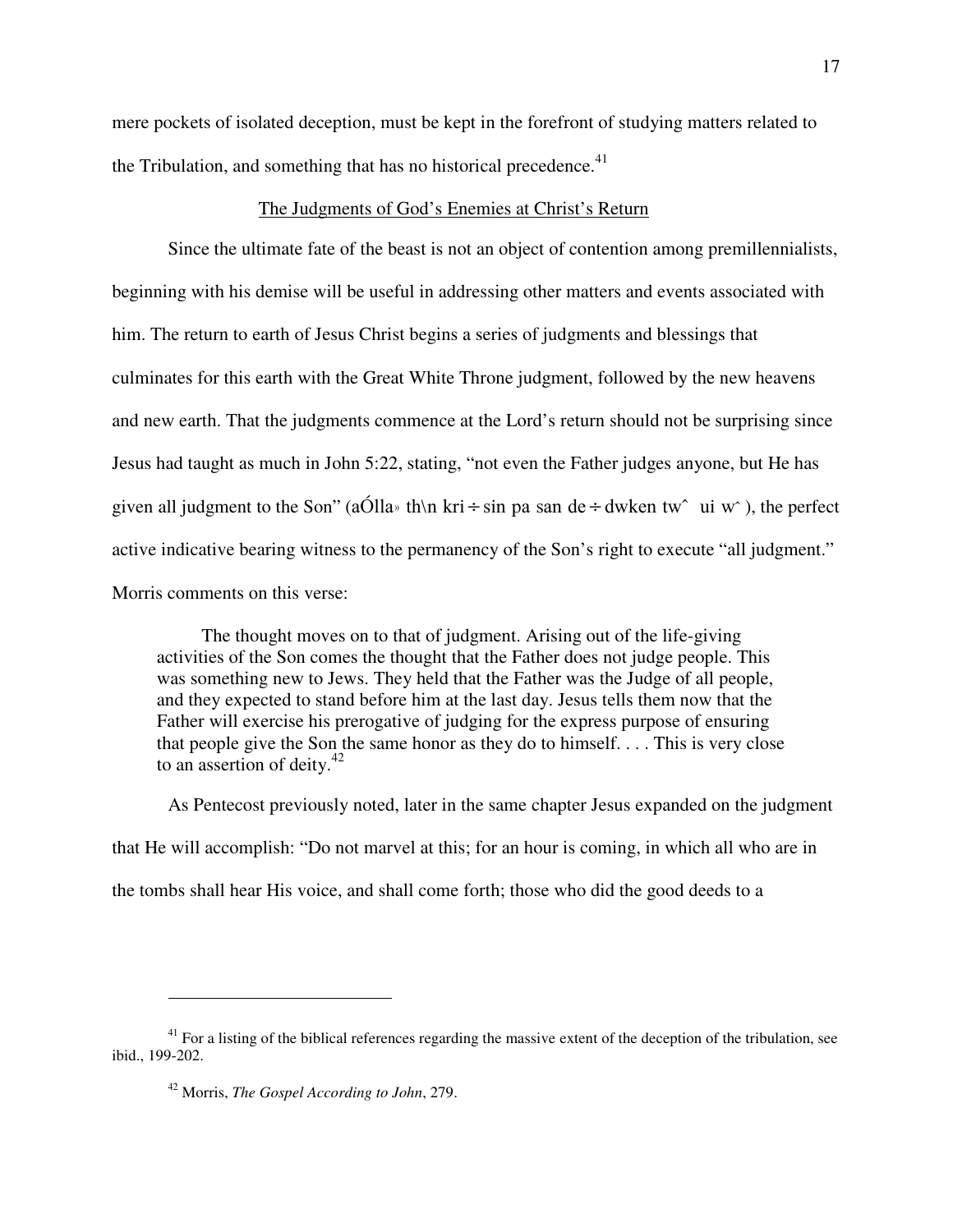mere pockets of isolated deception, must be kept in the forefront of studying matters related to the Tribulation, and something that has no historical precedence.[41]

## The Judgments of God's Enemies at Christ's Return

Since the ultimate fate of the beast is not an object of contention among premillennialists, beginning with his demise will be useful in addressing other matters and events associated with him. The return to earth of Jesus Christ begins a series of judgments and blessings that culminates for this earth with the Great White Throne judgment, followed by the new heavens and new earth. That the judgments commence at the Lord's return should not be surprising since Jesus had taught as much in John 5:22, stating, "not even the Father judges anyone, but He has given all judgment to the Son" (aÓlla» th\n kri÷sin pa san de÷dwken tw^ ui w^ ), the perfect active indicative bearing witness to the permanency of the Son's right to execute "all judgment." Morris comments on this verse:

> The thought moves on to that of judgment. Arising out of the life-giving activities of the Son comes the thought that the Father does not judge people. This was something new to Jews. They held that the Father was the Judge of all people, and they expected to stand before him at the last day. Jesus tells them now that the Father will exercise his prerogative of judging for the express purpose of ensuring that people give the Son the same honor as they do to himself. . . . This is very close to an assertion of deity.[42]

As Pentecost previously noted, later in the same chapter Jesus expanded on the judgment that He will accomplish: "Do not marvel at this; for an hour is coming, in which all who are in the tombs shall hear His voice, and shall come forth; those who did the good deeds to a

---

[41] For a listing of the biblical references regarding the massive extent of the deception of the tribulation, see ibid., 199-202.

[42] Morris, *The Gospel According to John*, 279.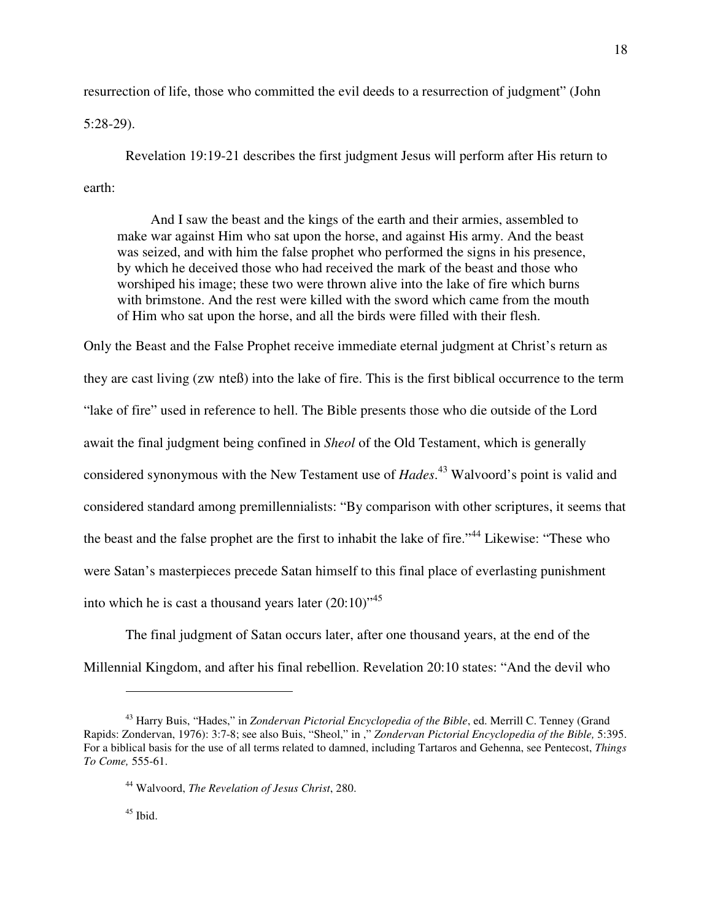resurrection of life, those who committed the evil deeds to a resurrection of judgment" (John 5:28-29).

Revelation 19:19-21 describes the first judgment Jesus will perform after His return to earth:

> And I saw the beast and the kings of the earth and their armies, assembled to make war against Him who sat upon the horse, and against His army. And the beast was seized, and with him the false prophet who performed the signs in his presence, by which he deceived those who had received the mark of the beast and those who worshiped his image; these two were thrown alive into the lake of fire which burns with brimstone. And the rest were killed with the sword which came from the mouth of Him who sat upon the horse, and all the birds were filled with their flesh.

Only the Beast and the False Prophet receive immediate eternal judgment at Christ's return as they are cast living (zw nteß) into the lake of fire. This is the first biblical occurrence to the term "lake of fire" used in reference to hell. The Bible presents those who die outside of the Lord await the final judgment being confined in *Sheol* of the Old Testament, which is generally considered synonymous with the New Testament use of *Hades*.[43] Walvoord's point is valid and considered standard among premillennialists: "By comparison with other scriptures, it seems that the beast and the false prophet are the first to inhabit the lake of fire."[44] Likewise: "These who were Satan's masterpieces precede Satan himself to this final place of everlasting punishment into which he is cast a thousand years later (20:10)"[45]

The final judgment of Satan occurs later, after one thousand years, at the end of the Millennial Kingdom, and after his final rebellion. Revelation 20:10 states: "And the devil who

---

[43] Harry Buis, "Hades," in *Zondervan Pictorial Encyclopedia of the Bible*, ed. Merrill C. Tenney (Grand Rapids: Zondervan, 1976): 3:7-8; see also Buis, "Sheol," in ," *Zondervan Pictorial Encyclopedia of the Bible,* 5:395. For a biblical basis for the use of all terms related to damned, including Tartaros and Gehenna, see Pentecost, *Things To Come,* 555-61.

[44] Walvoord, *The Revelation of Jesus Christ*, 280.

[45] Ibid.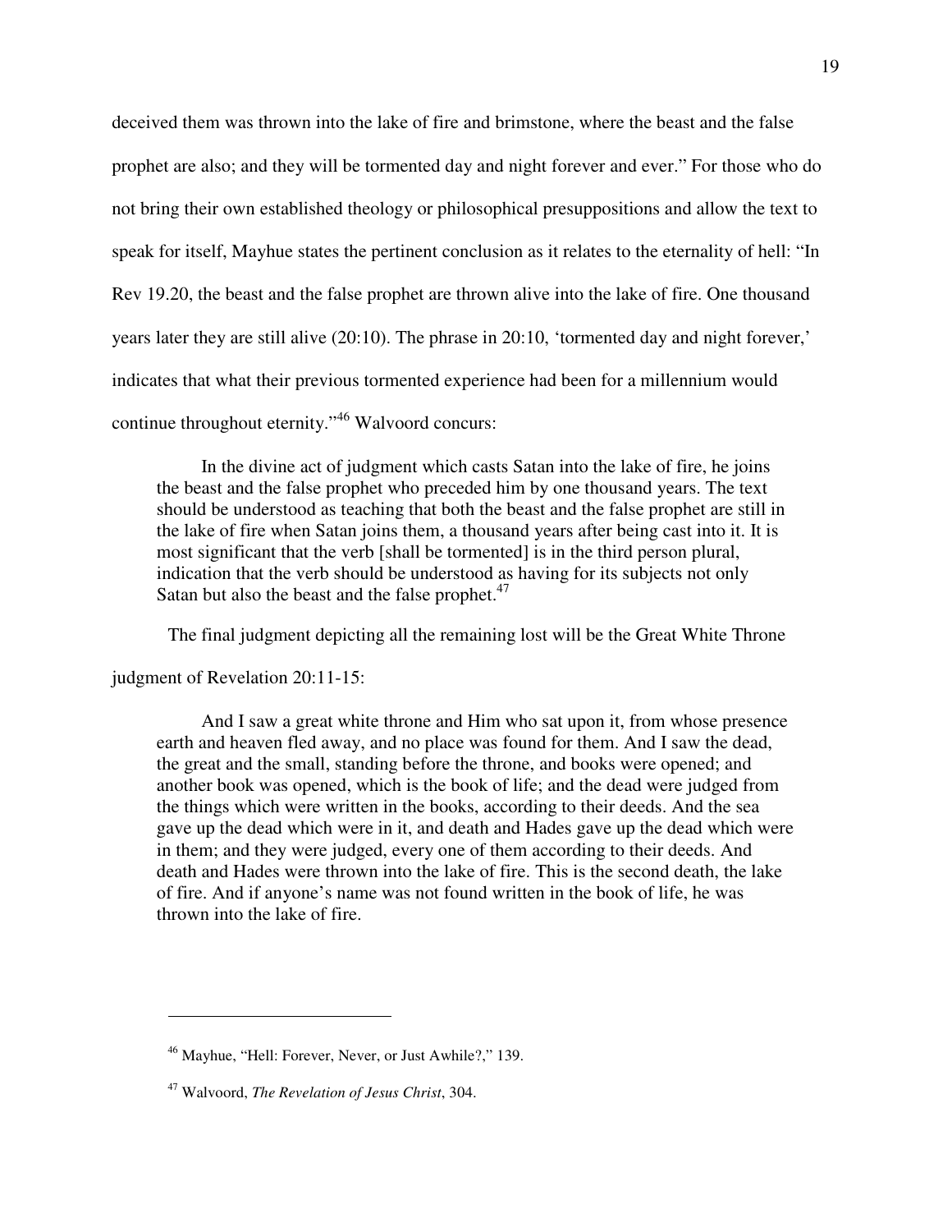deceived them was thrown into the lake of fire and brimstone, where the beast and the false prophet are also; and they will be tormented day and night forever and ever." For those who do not bring their own established theology or philosophical presuppositions and allow the text to speak for itself, Mayhue states the pertinent conclusion as it relates to the eternality of hell: "In Rev 19.20, the beast and the false prophet are thrown alive into the lake of fire. One thousand years later they are still alive (20:10). The phrase in 20:10, 'tormented day and night forever,' indicates that what their previous tormented experience had been for a millennium would continue throughout eternity."[46] Walvoord concurs:

> In the divine act of judgment which casts Satan into the lake of fire, he joins the beast and the false prophet who preceded him by one thousand years. The text should be understood as teaching that both the beast and the false prophet are still in the lake of fire when Satan joins them, a thousand years after being cast into it. It is most significant that the verb [shall be tormented] is in the third person plural, indication that the verb should be understood as having for its subjects not only Satan but also the beast and the false prophet.[47]

The final judgment depicting all the remaining lost will be the Great White Throne judgment of Revelation 20:11-15:

> And I saw a great white throne and Him who sat upon it, from whose presence earth and heaven fled away, and no place was found for them. And I saw the dead, the great and the small, standing before the throne, and books were opened; and another book was opened, which is the book of life; and the dead were judged from the things which were written in the books, according to their deeds. And the sea gave up the dead which were in it, and death and Hades gave up the dead which were in them; and they were judged, every one of them according to their deeds. And death and Hades were thrown into the lake of fire. This is the second death, the lake of fire. And if anyone's name was not found written in the book of life, he was thrown into the lake of fire.

---

[46] Mayhue, "Hell: Forever, Never, or Just Awhile?," 139.

[47] Walvoord, *The Revelation of Jesus Christ*, 304.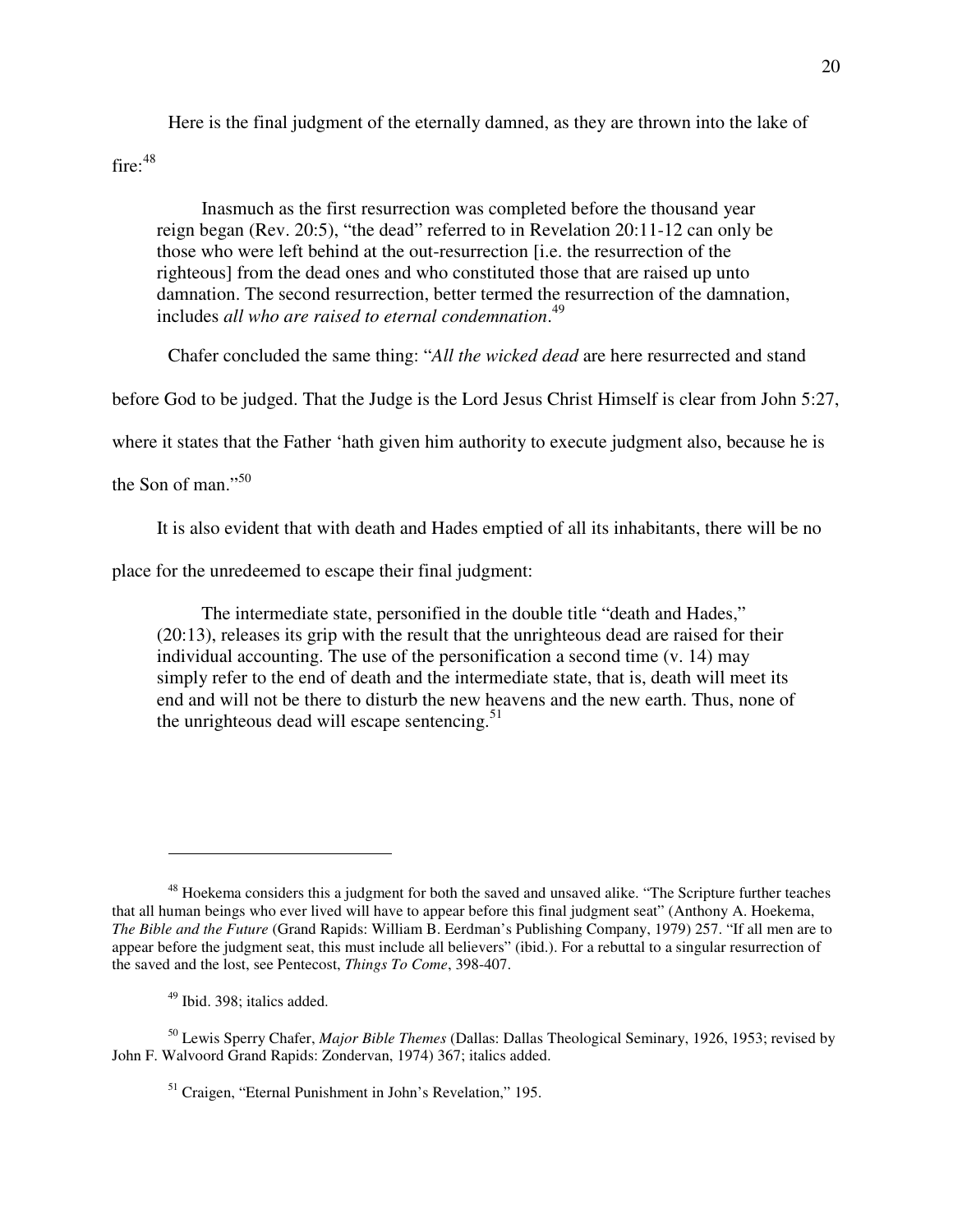Here is the final judgment of the eternally damned, as they are thrown into the lake of fire:[48]

> Inasmuch as the first resurrection was completed before the thousand year reign began (Rev. 20:5), "the dead" referred to in Revelation 20:11-12 can only be those who were left behind at the out-resurrection [i.e. the resurrection of the righteous] from the dead ones and who constituted those that are raised up unto damnation. The second resurrection, better termed the resurrection of the damnation, includes *all who are raised to eternal condemnation*.[49]

Chafer concluded the same thing: "*All the wicked dead* are here resurrected and stand before God to be judged. That the Judge is the Lord Jesus Christ Himself is clear from John 5:27, where it states that the Father 'hath given him authority to execute judgment also, because he is the Son of man."[50]

It is also evident that with death and Hades emptied of all its inhabitants, there will be no place for the unredeemed to escape their final judgment:

> The intermediate state, personified in the double title "death and Hades," (20:13), releases its grip with the result that the unrighteous dead are raised for their individual accounting. The use of the personification a second time (v. 14) may simply refer to the end of death and the intermediate state, that is, death will meet its end and will not be there to disturb the new heavens and the new earth. Thus, none of the unrighteous dead will escape sentencing.[51]

---

[48] Hoekema considers this a judgment for both the saved and unsaved alike. "The Scripture further teaches that all human beings who ever lived will have to appear before this final judgment seat" (Anthony A. Hoekema, *The Bible and the Future* (Grand Rapids: William B. Eerdman's Publishing Company, 1979) 257. "If all men are to appear before the judgment seat, this must include all believers" (ibid.). For a rebuttal to a singular resurrection of the saved and the lost, see Pentecost, *Things To Come*, 398-407.

[49] Ibid. 398; italics added.

[50] Lewis Sperry Chafer, *Major Bible Themes* (Dallas: Dallas Theological Seminary, 1926, 1953; revised by John F. Walvoord Grand Rapids: Zondervan, 1974) 367; italics added.

[51] Craigen, "Eternal Punishment in John's Revelation," 195.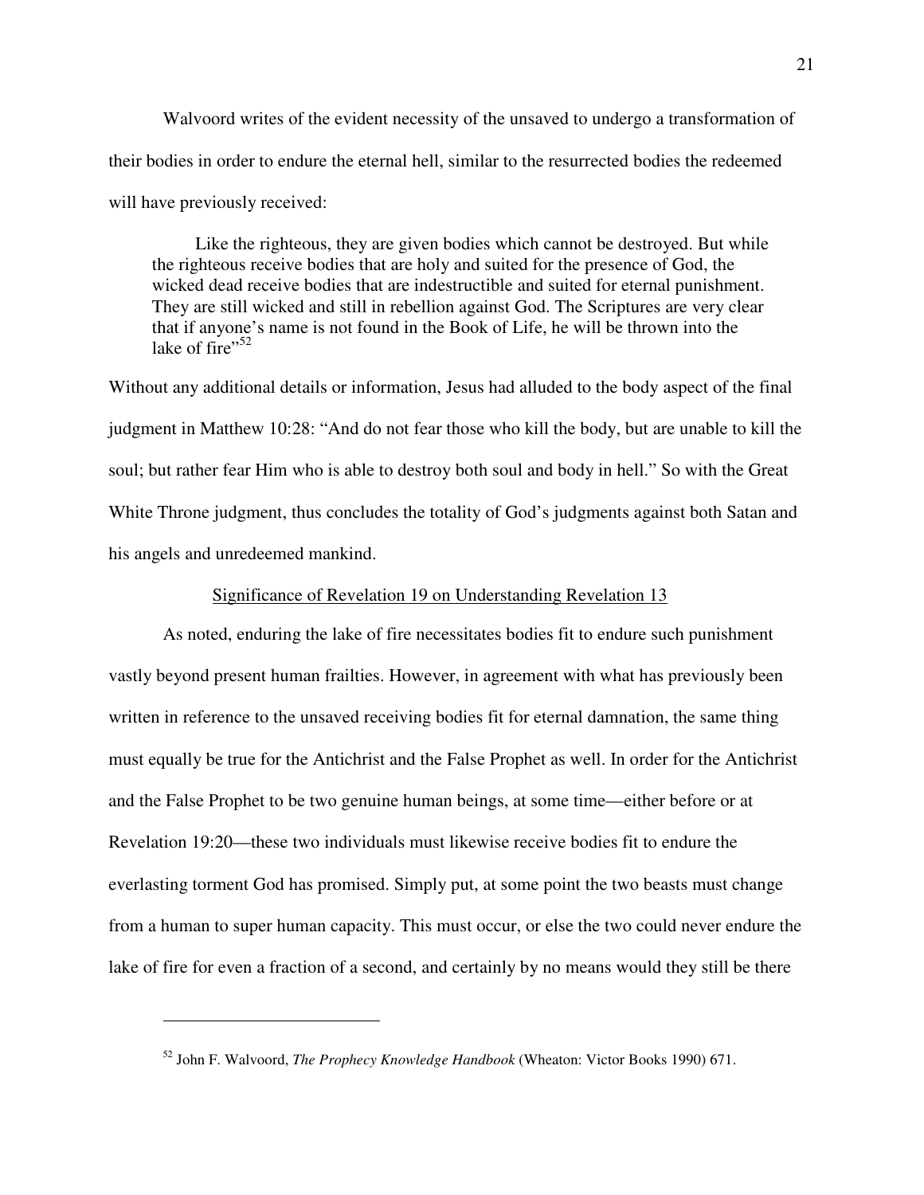Walvoord writes of the evident necessity of the unsaved to undergo a transformation of their bodies in order to endure the eternal hell, similar to the resurrected bodies the redeemed will have previously received:

> Like the righteous, they are given bodies which cannot be destroyed. But while the righteous receive bodies that are holy and suited for the presence of God, the wicked dead receive bodies that are indestructible and suited for eternal punishment. They are still wicked and still in rebellion against God. The Scriptures are very clear that if anyone's name is not found in the Book of Life, he will be thrown into the lake of fire"[52]

Without any additional details or information, Jesus had alluded to the body aspect of the final judgment in Matthew 10:28: "And do not fear those who kill the body, but are unable to kill the soul; but rather fear Him who is able to destroy both soul and body in hell." So with the Great White Throne judgment, thus concludes the totality of God's judgments against both Satan and his angels and unredeemed mankind.

<u>Significance of Revelation 19 on Understanding Revelation 13</u>

As noted, enduring the lake of fire necessitates bodies fit to endure such punishment vastly beyond present human frailties. However, in agreement with what has previously been written in reference to the unsaved receiving bodies fit for eternal damnation, the same thing must equally be true for the Antichrist and the False Prophet as well. In order for the Antichrist and the False Prophet to be two genuine human beings, at some time—either before or at Revelation 19:20—these two individuals must likewise receive bodies fit to endure the everlasting torment God has promised. Simply put, at some point the two beasts must change from a human to super human capacity. This must occur, or else the two could never endure the lake of fire for even a fraction of a second, and certainly by no means would they still be there

---

[52] John F. Walvoord, *The Prophecy Knowledge Handbook* (Wheaton: Victor Books 1990) 671.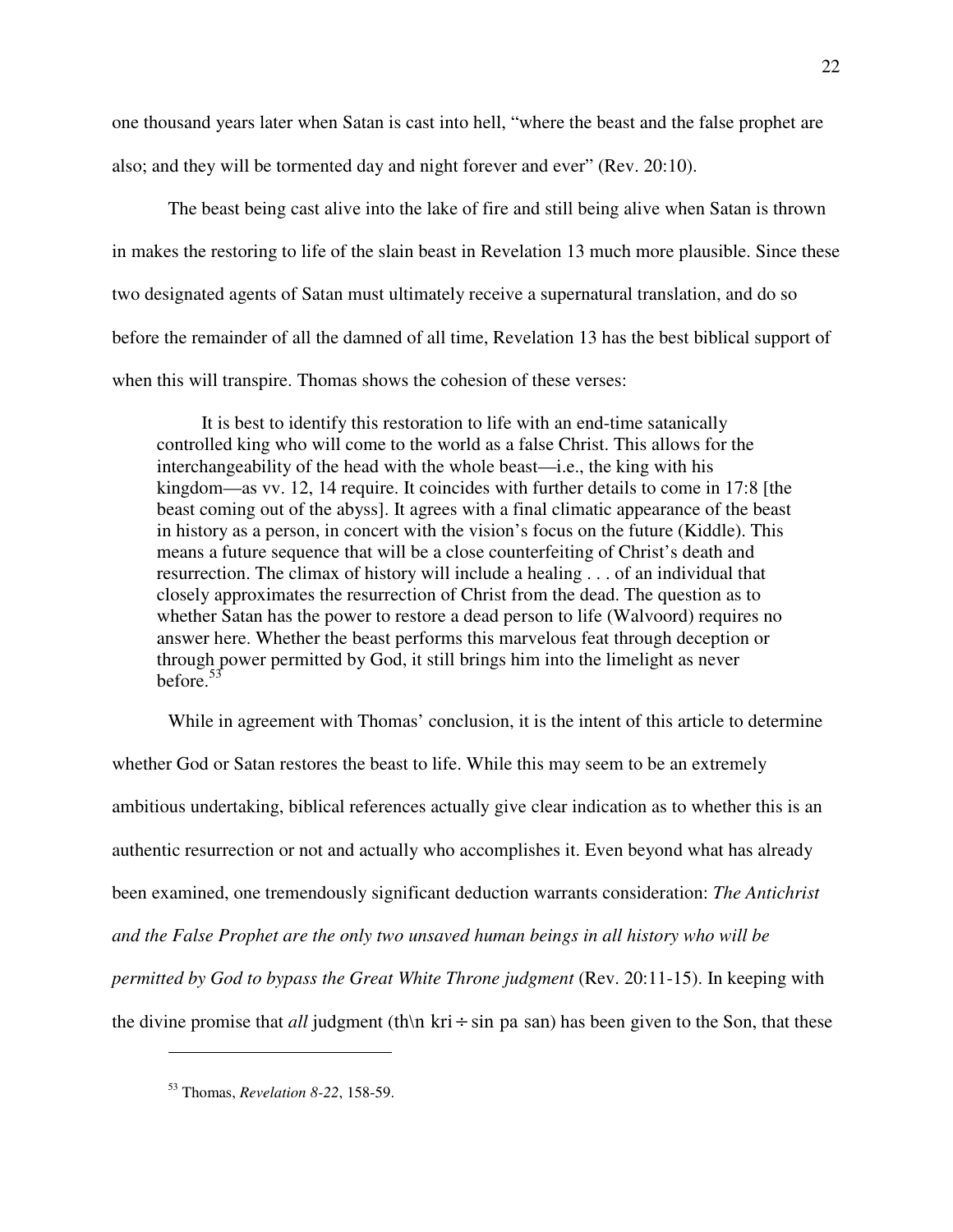one thousand years later when Satan is cast into hell, "where the beast and the false prophet are also; and they will be tormented day and night forever and ever" (Rev. 20:10).

The beast being cast alive into the lake of fire and still being alive when Satan is thrown in makes the restoring to life of the slain beast in Revelation 13 much more plausible. Since these two designated agents of Satan must ultimately receive a supernatural translation, and do so before the remainder of all the damned of all time, Revelation 13 has the best biblical support of when this will transpire. Thomas shows the cohesion of these verses:

> It is best to identify this restoration to life with an end-time satanically controlled king who will come to the world as a false Christ. This allows for the interchangeability of the head with the whole beast—i.e., the king with his kingdom—as vv. 12, 14 require. It coincides with further details to come in 17:8 [the beast coming out of the abyss]. It agrees with a final climatic appearance of the beast in history as a person, in concert with the vision's focus on the future (Kiddle). This means a future sequence that will be a close counterfeiting of Christ's death and resurrection. The climax of history will include a healing . . . of an individual that closely approximates the resurrection of Christ from the dead. The question as to whether Satan has the power to restore a dead person to life (Walvoord) requires no answer here. Whether the beast performs this marvelous feat through deception or through power permitted by God, it still brings him into the limelight as never before.[53]

While in agreement with Thomas' conclusion, it is the intent of this article to determine whether God or Satan restores the beast to life. While this may seem to be an extremely ambitious undertaking, biblical references actually give clear indication as to whether this is an authentic resurrection or not and actually who accomplishes it. Even beyond what has already been examined, one tremendously significant deduction warrants consideration: *The Antichrist and the False Prophet are the only two unsaved human beings in all history who will be permitted by God to bypass the Great White Throne judgment* (Rev. 20:11-15). In keeping with the divine promise that *all* judgment (th\n kri÷sin pa san) has been given to the Son, that these

---

[53] Thomas, *Revelation 8-22*, 158-59.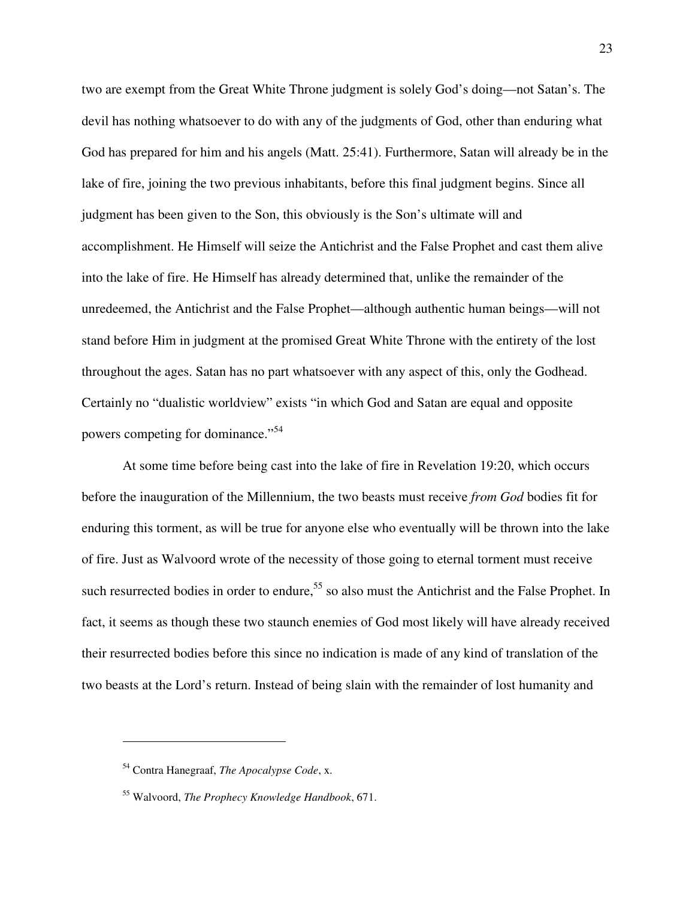two are exempt from the Great White Throne judgment is solely God's doing—not Satan's. The devil has nothing whatsoever to do with any of the judgments of God, other than enduring what God has prepared for him and his angels (Matt. 25:41). Furthermore, Satan will already be in the lake of fire, joining the two previous inhabitants, before this final judgment begins. Since all judgment has been given to the Son, this obviously is the Son's ultimate will and accomplishment. He Himself will seize the Antichrist and the False Prophet and cast them alive into the lake of fire. He Himself has already determined that, unlike the remainder of the unredeemed, the Antichrist and the False Prophet—although authentic human beings—will not stand before Him in judgment at the promised Great White Throne with the entirety of the lost throughout the ages. Satan has no part whatsoever with any aspect of this, only the Godhead. Certainly no "dualistic worldview" exists "in which God and Satan are equal and opposite powers competing for dominance."[54]

At some time before being cast into the lake of fire in Revelation 19:20, which occurs before the inauguration of the Millennium, the two beasts must receive *from God* bodies fit for enduring this torment, as will be true for anyone else who eventually will be thrown into the lake of fire. Just as Walvoord wrote of the necessity of those going to eternal torment must receive such resurrected bodies in order to endure,[55] so also must the Antichrist and the False Prophet. In fact, it seems as though these two staunch enemies of God most likely will have already received their resurrected bodies before this since no indication is made of any kind of translation of the two beasts at the Lord's return. Instead of being slain with the remainder of lost humanity and

---

[54] Contra Hanegraaf, *The Apocalypse Code*, x.

[55] Walvoord, *The Prophecy Knowledge Handbook*, 671.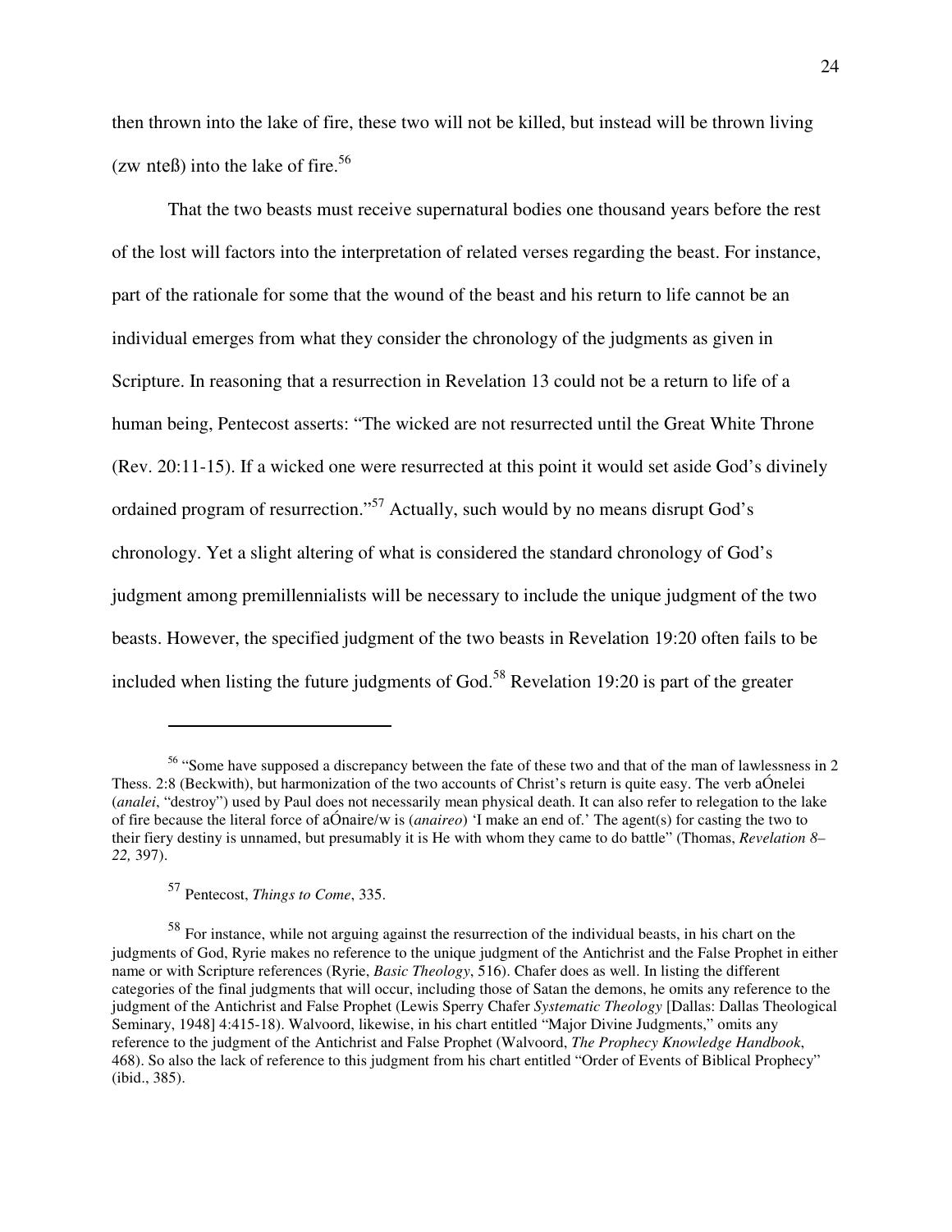then thrown into the lake of fire, these two will not be killed, but instead will be thrown living (zw nteß) into the lake of fire.[56]

That the two beasts must receive supernatural bodies one thousand years before the rest of the lost will factors into the interpretation of related verses regarding the beast. For instance, part of the rationale for some that the wound of the beast and his return to life cannot be an individual emerges from what they consider the chronology of the judgments as given in Scripture. In reasoning that a resurrection in Revelation 13 could not be a return to life of a human being, Pentecost asserts: "The wicked are not resurrected until the Great White Throne (Rev. 20:11-15). If a wicked one were resurrected at this point it would set aside God's divinely ordained program of resurrection."[57] Actually, such would by no means disrupt God's chronology. Yet a slight altering of what is considered the standard chronology of God's judgment among premillennialists will be necessary to include the unique judgment of the two beasts. However, the specified judgment of the two beasts in Revelation 19:20 often fails to be included when listing the future judgments of God.[58] Revelation 19:20 is part of the greater

---

[56] "Some have supposed a discrepancy between the fate of these two and that of the man of lawlessness in 2 Thess. 2:8 (Beckwith), but harmonization of the two accounts of Christ's return is quite easy. The verb aÓnelei (*analei*, "destroy") used by Paul does not necessarily mean physical death. It can also refer to relegation to the lake of fire because the literal force of aÓnaire/w is (*anaireo*) 'I make an end of.' The agent(s) for casting the two to their fiery destiny is unnamed, but presumably it is He with whom they came to do battle" (Thomas, *Revelation 8–22,* 397).

[57] Pentecost, *Things to Come*, 335.

[58] For instance, while not arguing against the resurrection of the individual beasts, in his chart on the judgments of God, Ryrie makes no reference to the unique judgment of the Antichrist and the False Prophet in either name or with Scripture references (Ryrie, *Basic Theology*, 516). Chafer does as well. In listing the different categories of the final judgments that will occur, including those of Satan the demons, he omits any reference to the judgment of the Antichrist and False Prophet (Lewis Sperry Chafer *Systematic Theology* [Dallas: Dallas Theological Seminary, 1948] 4:415-18). Walvoord, likewise, in his chart entitled "Major Divine Judgments," omits any reference to the judgment of the Antichrist and False Prophet (Walvoord, *The Prophecy Knowledge Handbook*, 468). So also the lack of reference to this judgment from his chart entitled "Order of Events of Biblical Prophecy" (ibid., 385).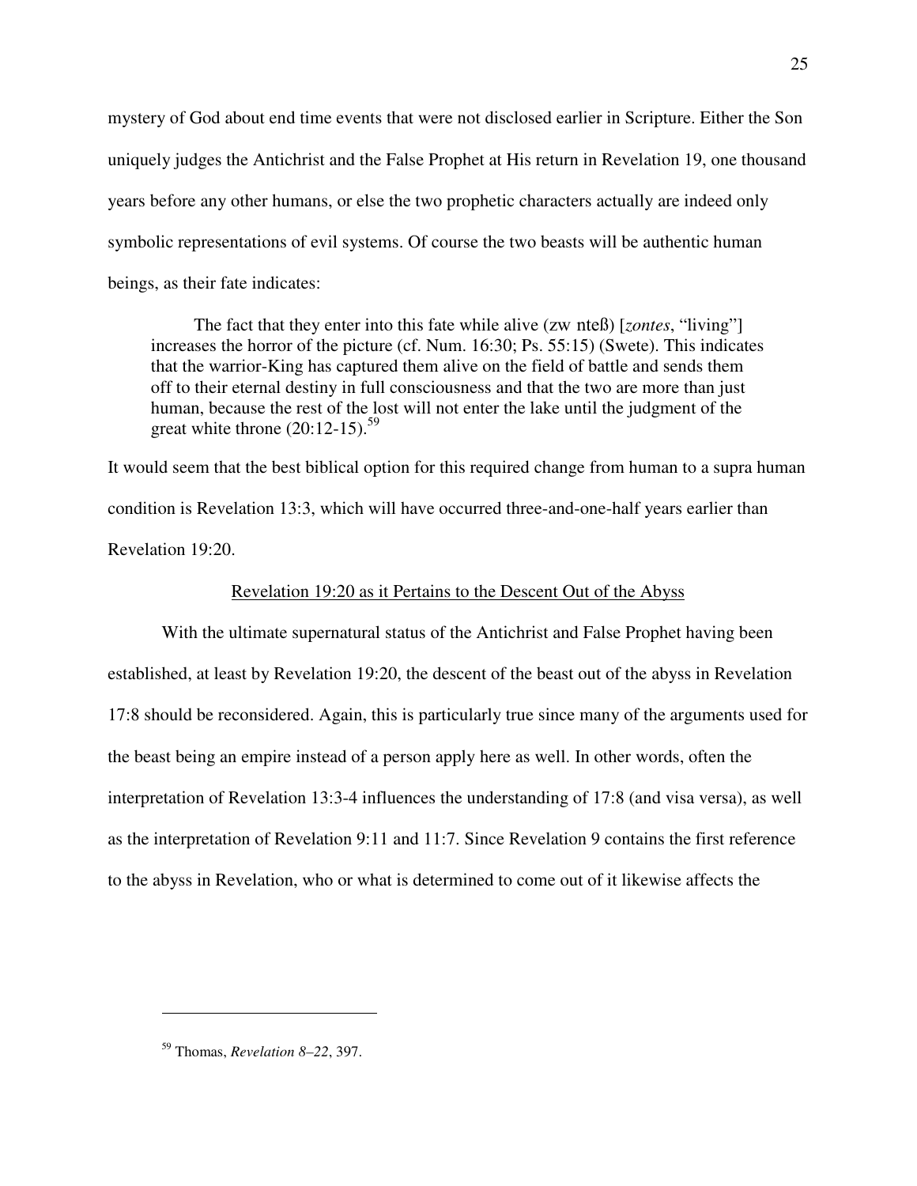mystery of God about end time events that were not disclosed earlier in Scripture. Either the Son uniquely judges the Antichrist and the False Prophet at His return in Revelation 19, one thousand years before any other humans, or else the two prophetic characters actually are indeed only symbolic representations of evil systems. Of course the two beasts will be authentic human beings, as their fate indicates:

> The fact that they enter into this fate while alive (zw nteß) [*zontes*, "living"] increases the horror of the picture (cf. Num. 16:30; Ps. 55:15) (Swete). This indicates that the warrior-King has captured them alive on the field of battle and sends them off to their eternal destiny in full consciousness and that the two are more than just human, because the rest of the lost will not enter the lake until the judgment of the great white throne (20:12-15).[59]

It would seem that the best biblical option for this required change from human to a supra human condition is Revelation 13:3, which will have occurred three-and-one-half years earlier than Revelation 19:20.

<u>Revelation 19:20 as it Pertains to the Descent Out of the Abyss</u>

With the ultimate supernatural status of the Antichrist and False Prophet having been established, at least by Revelation 19:20, the descent of the beast out of the abyss in Revelation 17:8 should be reconsidered. Again, this is particularly true since many of the arguments used for the beast being an empire instead of a person apply here as well. In other words, often the interpretation of Revelation 13:3-4 influences the understanding of 17:8 (and visa versa), as well as the interpretation of Revelation 9:11 and 11:7. Since Revelation 9 contains the first reference to the abyss in Revelation, who or what is determined to come out of it likewise affects the

---

[59] Thomas, *Revelation 8–22*, 397.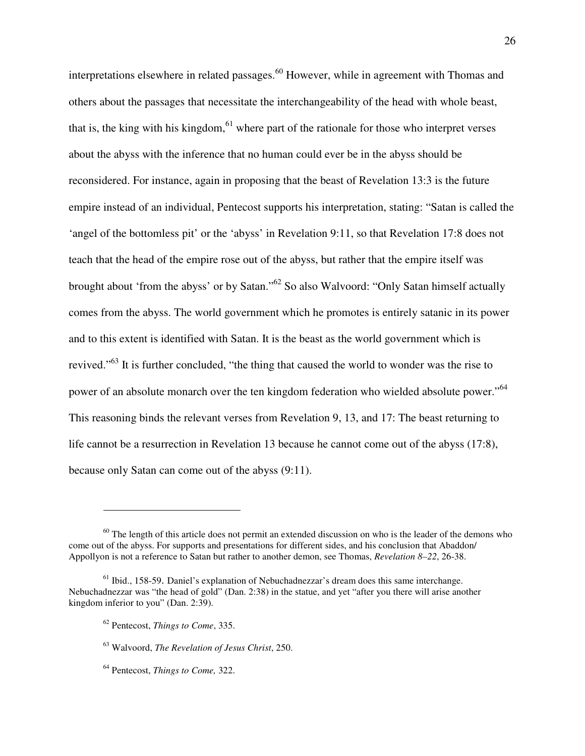interpretations elsewhere in related passages.[60] However, while in agreement with Thomas and others about the passages that necessitate the interchangeability of the head with whole beast, that is, the king with his kingdom,[61] where part of the rationale for those who interpret verses about the abyss with the inference that no human could ever be in the abyss should be reconsidered. For instance, again in proposing that the beast of Revelation 13:3 is the future empire instead of an individual, Pentecost supports his interpretation, stating: "Satan is called the 'angel of the bottomless pit' or the 'abyss' in Revelation 9:11, so that Revelation 17:8 does not teach that the head of the empire rose out of the abyss, but rather that the empire itself was brought about 'from the abyss' or by Satan."[62] So also Walvoord: "Only Satan himself actually comes from the abyss. The world government which he promotes is entirely satanic in its power and to this extent is identified with Satan. It is the beast as the world government which is revived."[63] It is further concluded, "the thing that caused the world to wonder was the rise to power of an absolute monarch over the ten kingdom federation who wielded absolute power."[64] This reasoning binds the relevant verses from Revelation 9, 13, and 17: The beast returning to life cannot be a resurrection in Revelation 13 because he cannot come out of the abyss (17:8), because only Satan can come out of the abyss (9:11).

---

[60] The length of this article does not permit an extended discussion on who is the leader of the demons who come out of the abyss. For supports and presentations for different sides, and his conclusion that Abaddon/ Appollyon is not a reference to Satan but rather to another demon, see Thomas, *Revelation 8–22*, 26-38.

[61] Ibid., 158-59. Daniel's explanation of Nebuchadnezzar's dream does this same interchange. Nebuchadnezzar was "the head of gold" (Dan. 2:38) in the statue, and yet "after you there will arise another kingdom inferior to you" (Dan. 2:39).

[62] Pentecost, *Things to Come*, 335.

[63] Walvoord, *The Revelation of Jesus Christ*, 250.

[64] Pentecost, *Things to Come,* 322.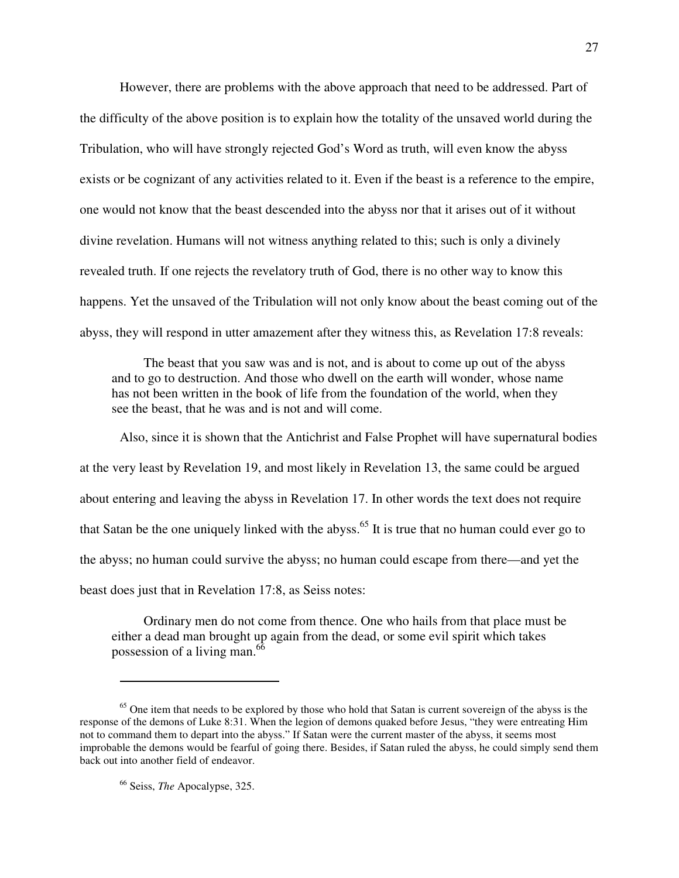However, there are problems with the above approach that need to be addressed. Part of the difficulty of the above position is to explain how the totality of the unsaved world during the Tribulation, who will have strongly rejected God's Word as truth, will even know the abyss exists or be cognizant of any activities related to it. Even if the beast is a reference to the empire, one would not know that the beast descended into the abyss nor that it arises out of it without divine revelation. Humans will not witness anything related to this; such is only a divinely revealed truth. If one rejects the revelatory truth of God, there is no other way to know this happens. Yet the unsaved of the Tribulation will not only know about the beast coming out of the abyss, they will respond in utter amazement after they witness this, as Revelation 17:8 reveals:

> The beast that you saw was and is not, and is about to come up out of the abyss and to go to destruction. And those who dwell on the earth will wonder, whose name has not been written in the book of life from the foundation of the world, when they see the beast, that he was and is not and will come.

Also, since it is shown that the Antichrist and False Prophet will have supernatural bodies at the very least by Revelation 19, and most likely in Revelation 13, the same could be argued about entering and leaving the abyss in Revelation 17. In other words the text does not require that Satan be the one uniquely linked with the abyss.[65] It is true that no human could ever go to the abyss; no human could survive the abyss; no human could escape from there—and yet the beast does just that in Revelation 17:8, as Seiss notes:

> Ordinary men do not come from thence. One who hails from that place must be either a dead man brought up again from the dead, or some evil spirit which takes possession of a living man.[66]

---

[65] One item that needs to be explored by those who hold that Satan is current sovereign of the abyss is the response of the demons of Luke 8:31. When the legion of demons quaked before Jesus, "they were entreating Him not to command them to depart into the abyss." If Satan were the current master of the abyss, it seems most improbable the demons would be fearful of going there. Besides, if Satan ruled the abyss, he could simply send them back out into another field of endeavor.

[66] Seiss, *The* Apocalypse, 325.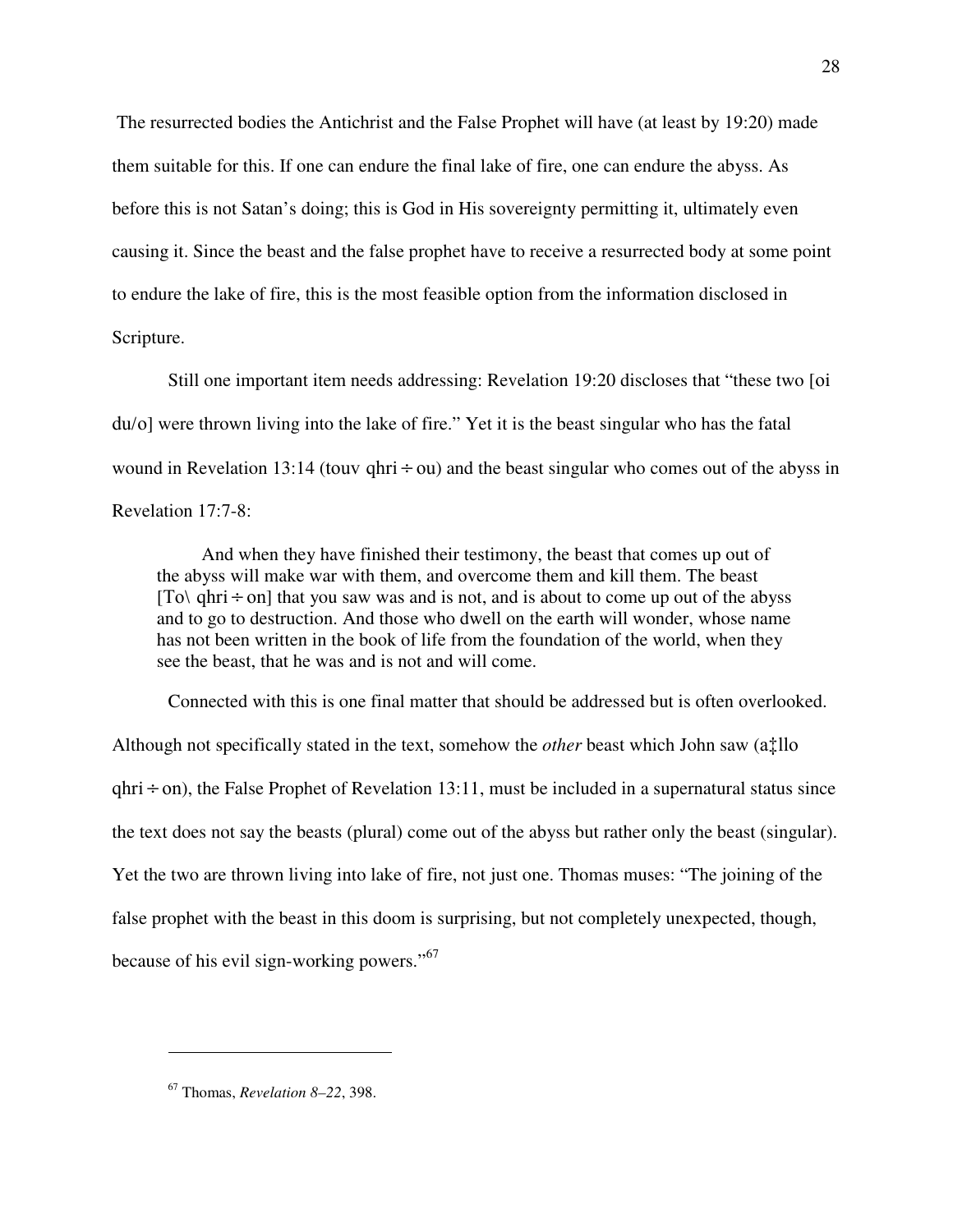The resurrected bodies the Antichrist and the False Prophet will have (at least by 19:20) made them suitable for this. If one can endure the final lake of fire, one can endure the abyss. As before this is not Satan's doing; this is God in His sovereignty permitting it, ultimately even causing it. Since the beast and the false prophet have to receive a resurrected body at some point to endure the lake of fire, this is the most feasible option from the information disclosed in Scripture.

Still one important item needs addressing: Revelation 19:20 discloses that "these two [oi du/o] were thrown living into the lake of fire." Yet it is the beast singular who has the fatal wound in Revelation 13:14 (touv qhri÷ou) and the beast singular who comes out of the abyss in Revelation 17:7-8:

> And when they have finished their testimony, the beast that comes up out of the abyss will make war with them, and overcome them and kill them. The beast [To\ qhri÷on] that you saw was and is not, and is about to come up out of the abyss and to go to destruction. And those who dwell on the earth will wonder, whose name has not been written in the book of life from the foundation of the world, when they see the beast, that he was and is not and will come.

Connected with this is one final matter that should be addressed but is often overlooked. Although not specifically stated in the text, somehow the *other* beast which John saw (a‡llo qhri÷on), the False Prophet of Revelation 13:11, must be included in a supernatural status since the text does not say the beasts (plural) come out of the abyss but rather only the beast (singular). Yet the two are thrown living into lake of fire, not just one. Thomas muses: "The joining of the false prophet with the beast in this doom is surprising, but not completely unexpected, though, because of his evil sign-working powers."[67]

---

[67] Thomas, *Revelation 8–22*, 398.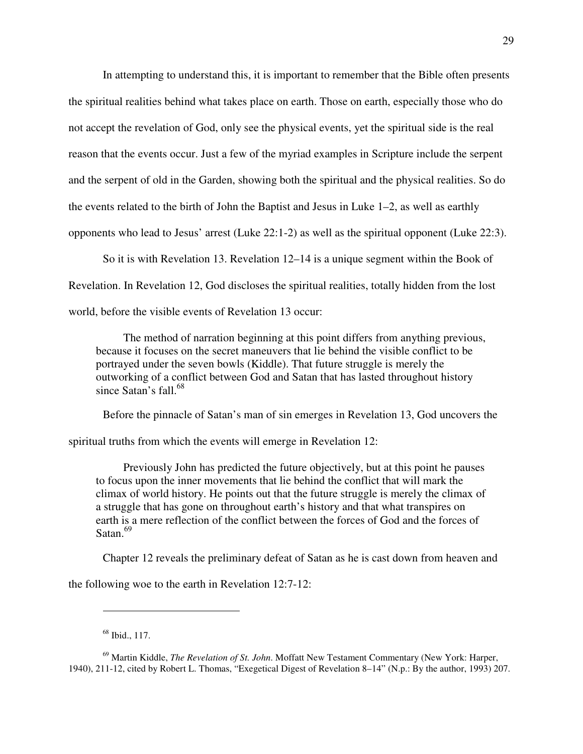In attempting to understand this, it is important to remember that the Bible often presents the spiritual realities behind what takes place on earth. Those on earth, especially those who do not accept the revelation of God, only see the physical events, yet the spiritual side is the real reason that the events occur. Just a few of the myriad examples in Scripture include the serpent and the serpent of old in the Garden, showing both the spiritual and the physical realities. So do the events related to the birth of John the Baptist and Jesus in Luke 1–2, as well as earthly opponents who lead to Jesus' arrest (Luke 22:1-2) as well as the spiritual opponent (Luke 22:3).

So it is with Revelation 13. Revelation 12–14 is a unique segment within the Book of Revelation. In Revelation 12, God discloses the spiritual realities, totally hidden from the lost world, before the visible events of Revelation 13 occur:

> The method of narration beginning at this point differs from anything previous, because it focuses on the secret maneuvers that lie behind the visible conflict to be portrayed under the seven bowls (Kiddle). That future struggle is merely the outworking of a conflict between God and Satan that has lasted throughout history since Satan's fall.[68]

Before the pinnacle of Satan's man of sin emerges in Revelation 13, God uncovers the spiritual truths from which the events will emerge in Revelation 12:

> Previously John has predicted the future objectively, but at this point he pauses to focus upon the inner movements that lie behind the conflict that will mark the climax of world history. He points out that the future struggle is merely the climax of a struggle that has gone on throughout earth's history and that what transpires on earth is a mere reflection of the conflict between the forces of God and the forces of Satan.[69]

Chapter 12 reveals the preliminary defeat of Satan as he is cast down from heaven and the following woe to the earth in Revelation 12:7-12:

---

[68] Ibid., 117.

[69] Martin Kiddle, *The Revelation of St. John*. Moffatt New Testament Commentary (New York: Harper, 1940), 211-12, cited by Robert L. Thomas, "Exegetical Digest of Revelation 8–14" (N.p.: By the author, 1993) 207.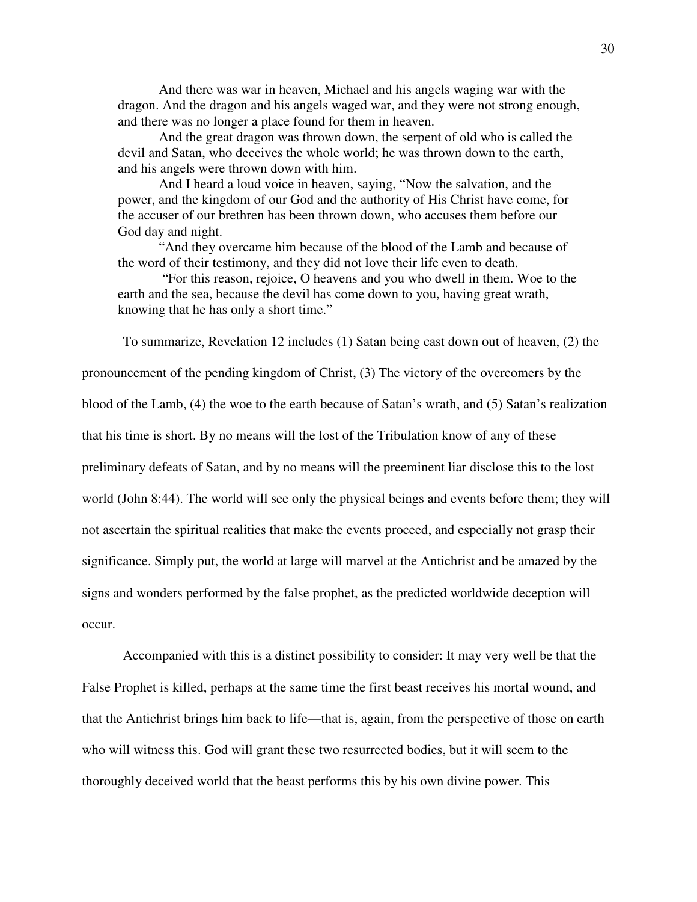> And there was war in heaven, Michael and his angels waging war with the dragon. And the dragon and his angels waged war, and they were not strong enough, and there was no longer a place found for them in heaven.
>
> And the great dragon was thrown down, the serpent of old who is called the devil and Satan, who deceives the whole world; he was thrown down to the earth, and his angels were thrown down with him.
>
> And I heard a loud voice in heaven, saying, "Now the salvation, and the power, and the kingdom of our God and the authority of His Christ have come, for the accuser of our brethren has been thrown down, who accuses them before our God day and night.
>
> "And they overcame him because of the blood of the Lamb and because of the word of their testimony, and they did not love their life even to death.
>
> "For this reason, rejoice, O heavens and you who dwell in them. Woe to the earth and the sea, because the devil has come down to you, having great wrath, knowing that he has only a short time."

To summarize, Revelation 12 includes (1) Satan being cast down out of heaven, (2) the pronouncement of the pending kingdom of Christ, (3) The victory of the overcomers by the blood of the Lamb, (4) the woe to the earth because of Satan's wrath, and (5) Satan's realization that his time is short. By no means will the lost of the Tribulation know of any of these preliminary defeats of Satan, and by no means will the preeminent liar disclose this to the lost world (John 8:44). The world will see only the physical beings and events before them; they will not ascertain the spiritual realities that make the events proceed, and especially not grasp their significance. Simply put, the world at large will marvel at the Antichrist and be amazed by the signs and wonders performed by the false prophet, as the predicted worldwide deception will occur.

Accompanied with this is a distinct possibility to consider: It may very well be that the False Prophet is killed, perhaps at the same time the first beast receives his mortal wound, and that the Antichrist brings him back to life—that is, again, from the perspective of those on earth who will witness this. God will grant these two resurrected bodies, but it will seem to the thoroughly deceived world that the beast performs this by his own divine power. This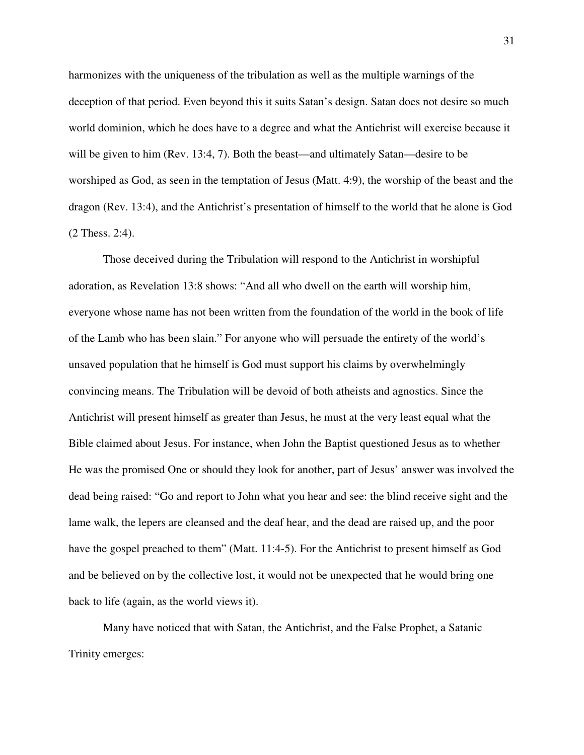harmonizes with the uniqueness of the tribulation as well as the multiple warnings of the deception of that period. Even beyond this it suits Satan's design. Satan does not desire so much world dominion, which he does have to a degree and what the Antichrist will exercise because it will be given to him (Rev. 13:4, 7). Both the beast—and ultimately Satan—desire to be worshiped as God, as seen in the temptation of Jesus (Matt. 4:9), the worship of the beast and the dragon (Rev. 13:4), and the Antichrist's presentation of himself to the world that he alone is God (2 Thess. 2:4).

Those deceived during the Tribulation will respond to the Antichrist in worshipful adoration, as Revelation 13:8 shows: "And all who dwell on the earth will worship him, everyone whose name has not been written from the foundation of the world in the book of life of the Lamb who has been slain." For anyone who will persuade the entirety of the world's unsaved population that he himself is God must support his claims by overwhelmingly convincing means. The Tribulation will be devoid of both atheists and agnostics. Since the Antichrist will present himself as greater than Jesus, he must at the very least equal what the Bible claimed about Jesus. For instance, when John the Baptist questioned Jesus as to whether He was the promised One or should they look for another, part of Jesus' answer was involved the dead being raised: "Go and report to John what you hear and see: the blind receive sight and the lame walk, the lepers are cleansed and the deaf hear, and the dead are raised up, and the poor have the gospel preached to them" (Matt. 11:4-5). For the Antichrist to present himself as God and be believed on by the collective lost, it would not be unexpected that he would bring one back to life (again, as the world views it).

Many have noticed that with Satan, the Antichrist, and the False Prophet, a Satanic Trinity emerges: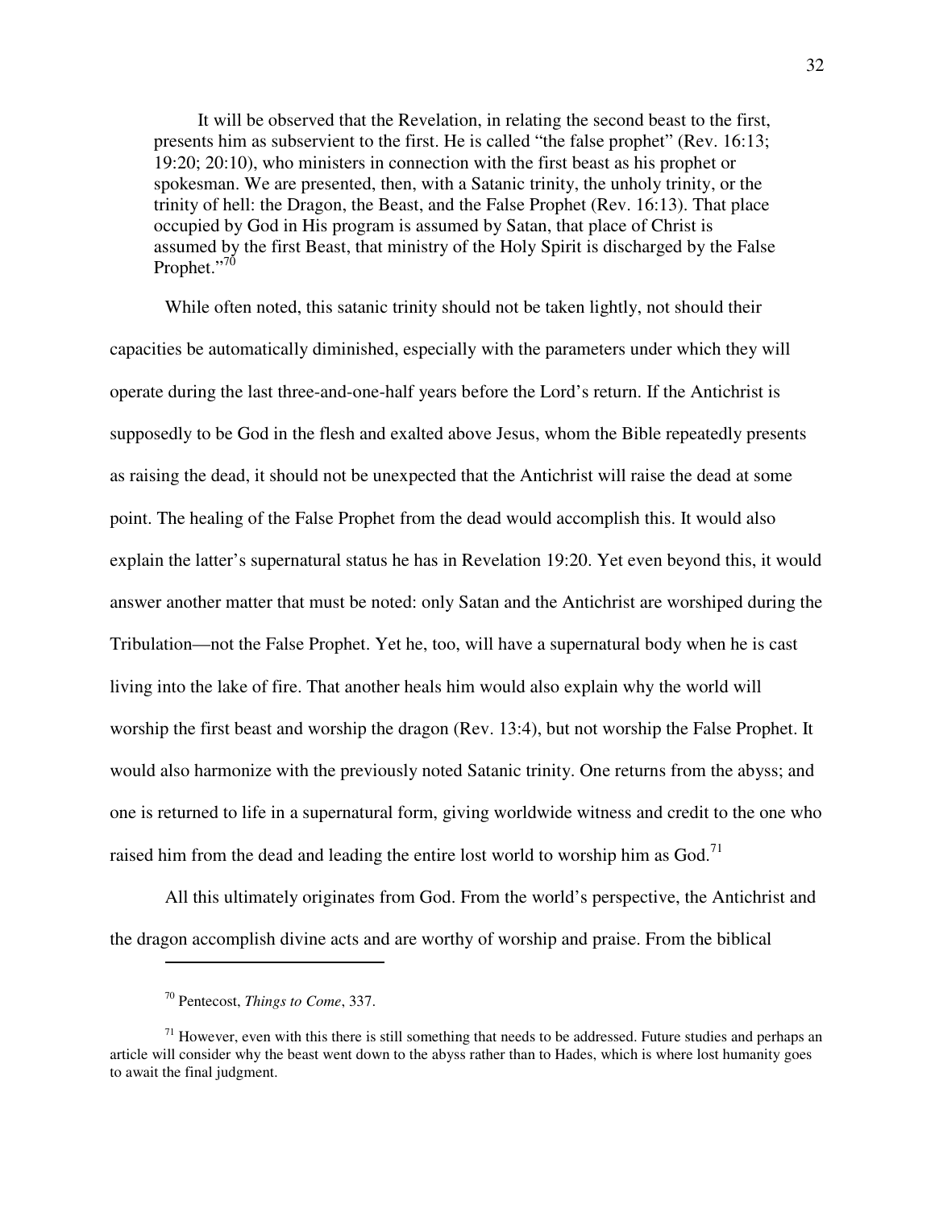> It will be observed that the Revelation, in relating the second beast to the first, presents him as subservient to the first. He is called "the false prophet" (Rev. 16:13; 19:20; 20:10), who ministers in connection with the first beast as his prophet or spokesman. We are presented, then, with a Satanic trinity, the unholy trinity, or the trinity of hell: the Dragon, the Beast, and the False Prophet (Rev. 16:13). That place occupied by God in His program is assumed by Satan, that place of Christ is assumed by the first Beast, that ministry of the Holy Spirit is discharged by the False Prophet."[70]

While often noted, this satanic trinity should not be taken lightly, not should their capacities be automatically diminished, especially with the parameters under which they will operate during the last three-and-one-half years before the Lord's return. If the Antichrist is supposedly to be God in the flesh and exalted above Jesus, whom the Bible repeatedly presents as raising the dead, it should not be unexpected that the Antichrist will raise the dead at some point. The healing of the False Prophet from the dead would accomplish this. It would also explain the latter's supernatural status he has in Revelation 19:20. Yet even beyond this, it would answer another matter that must be noted: only Satan and the Antichrist are worshiped during the Tribulation—not the False Prophet. Yet he, too, will have a supernatural body when he is cast living into the lake of fire. That another heals him would also explain why the world will worship the first beast and worship the dragon (Rev. 13:4), but not worship the False Prophet. It would also harmonize with the previously noted Satanic trinity. One returns from the abyss; and one is returned to life in a supernatural form, giving worldwide witness and credit to the one who raised him from the dead and leading the entire lost world to worship him as God.[71]

All this ultimately originates from God. From the world's perspective, the Antichrist and the dragon accomplish divine acts and are worthy of worship and praise. From the biblical

---

[70] Pentecost, *Things to Come*, 337.

[71] However, even with this there is still something that needs to be addressed. Future studies and perhaps an article will consider why the beast went down to the abyss rather than to Hades, which is where lost humanity goes to await the final judgment.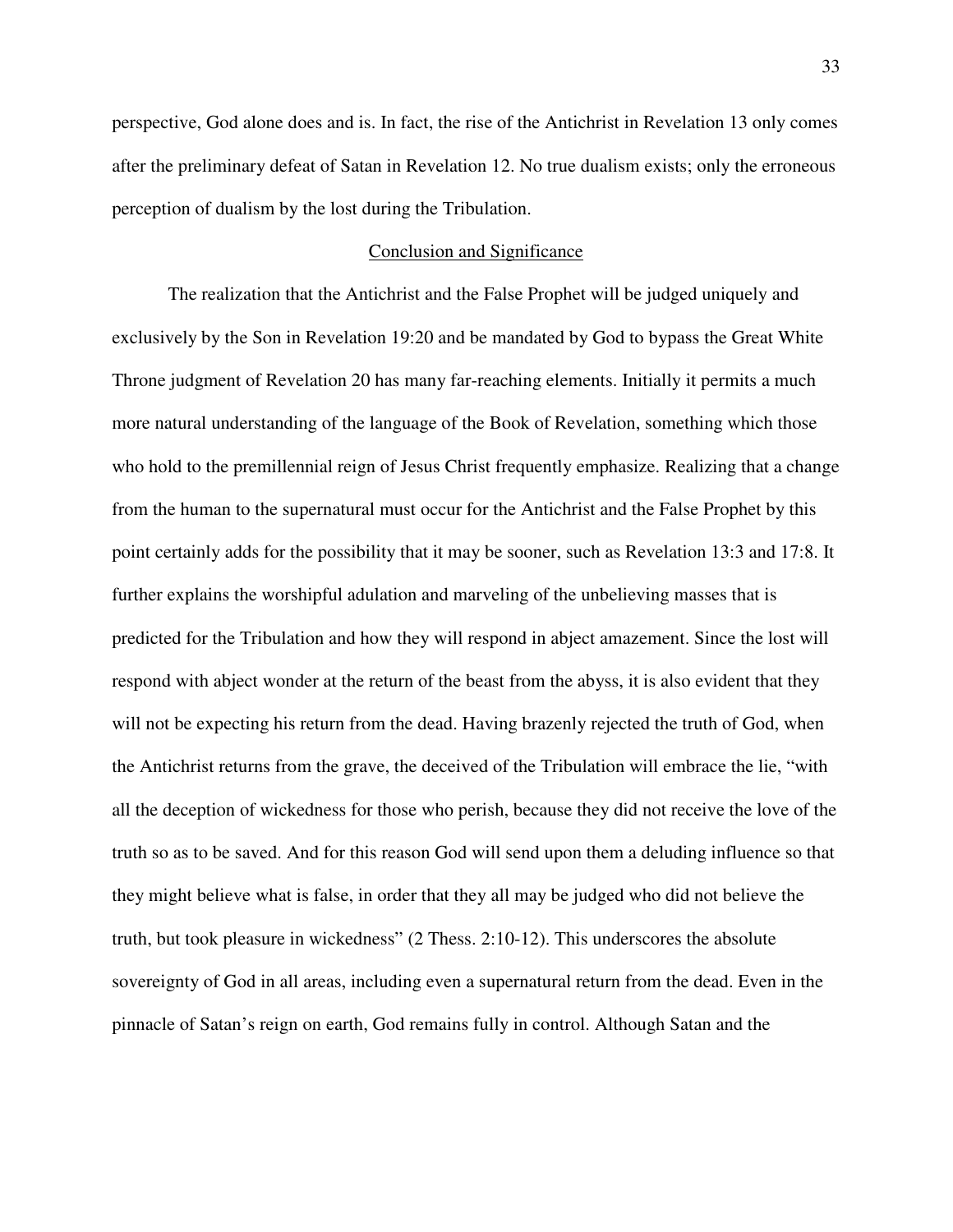perspective, God alone does and is. In fact, the rise of the Antichrist in Revelation 13 only comes after the preliminary defeat of Satan in Revelation 12. No true dualism exists; only the erroneous perception of dualism by the lost during the Tribulation.

## Conclusion and Significance

The realization that the Antichrist and the False Prophet will be judged uniquely and exclusively by the Son in Revelation 19:20 and be mandated by God to bypass the Great White Throne judgment of Revelation 20 has many far-reaching elements. Initially it permits a much more natural understanding of the language of the Book of Revelation, something which those who hold to the premillennial reign of Jesus Christ frequently emphasize. Realizing that a change from the human to the supernatural must occur for the Antichrist and the False Prophet by this point certainly adds for the possibility that it may be sooner, such as Revelation 13:3 and 17:8. It further explains the worshipful adulation and marveling of the unbelieving masses that is predicted for the Tribulation and how they will respond in abject amazement. Since the lost will respond with abject wonder at the return of the beast from the abyss, it is also evident that they will not be expecting his return from the dead. Having brazenly rejected the truth of God, when the Antichrist returns from the grave, the deceived of the Tribulation will embrace the lie, "with all the deception of wickedness for those who perish, because they did not receive the love of the truth so as to be saved. And for this reason God will send upon them a deluding influence so that they might believe what is false, in order that they all may be judged who did not believe the truth, but took pleasure in wickedness" (2 Thess. 2:10-12). This underscores the absolute sovereignty of God in all areas, including even a supernatural return from the dead. Even in the pinnacle of Satan's reign on earth, God remains fully in control. Although Satan and the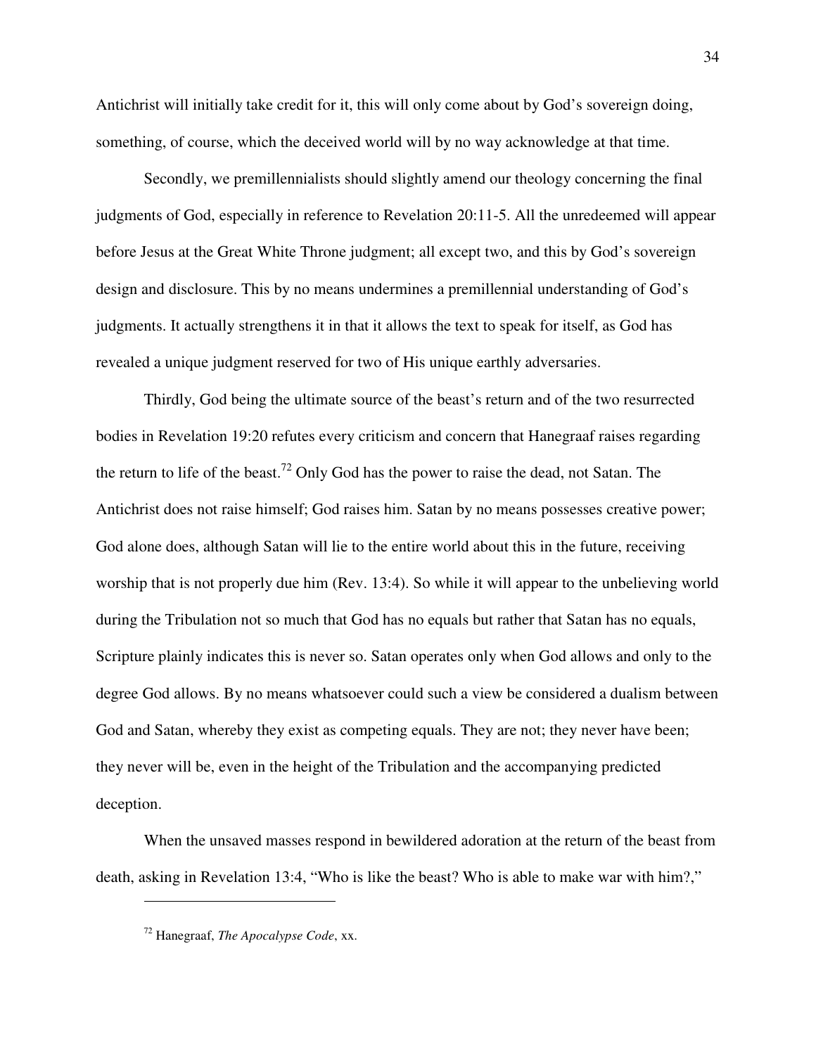Antichrist will initially take credit for it, this will only come about by God's sovereign doing, something, of course, which the deceived world will by no way acknowledge at that time.

Secondly, we premillennialists should slightly amend our theology concerning the final judgments of God, especially in reference to Revelation 20:11-5. All the unredeemed will appear before Jesus at the Great White Throne judgment; all except two, and this by God's sovereign design and disclosure. This by no means undermines a premillennial understanding of God's judgments. It actually strengthens it in that it allows the text to speak for itself, as God has revealed a unique judgment reserved for two of His unique earthly adversaries.

Thirdly, God being the ultimate source of the beast's return and of the two resurrected bodies in Revelation 19:20 refutes every criticism and concern that Hanegraaf raises regarding the return to life of the beast.[72] Only God has the power to raise the dead, not Satan. The Antichrist does not raise himself; God raises him. Satan by no means possesses creative power; God alone does, although Satan will lie to the entire world about this in the future, receiving worship that is not properly due him (Rev. 13:4). So while it will appear to the unbelieving world during the Tribulation not so much that God has no equals but rather that Satan has no equals, Scripture plainly indicates this is never so. Satan operates only when God allows and only to the degree God allows. By no means whatsoever could such a view be considered a dualism between God and Satan, whereby they exist as competing equals. They are not; they never have been; they never will be, even in the height of the Tribulation and the accompanying predicted deception.

When the unsaved masses respond in bewildered adoration at the return of the beast from death, asking in Revelation 13:4, "Who is like the beast? Who is able to make war with him?,"

---

[72] Hanegraaf, *The Apocalypse Code*, xx.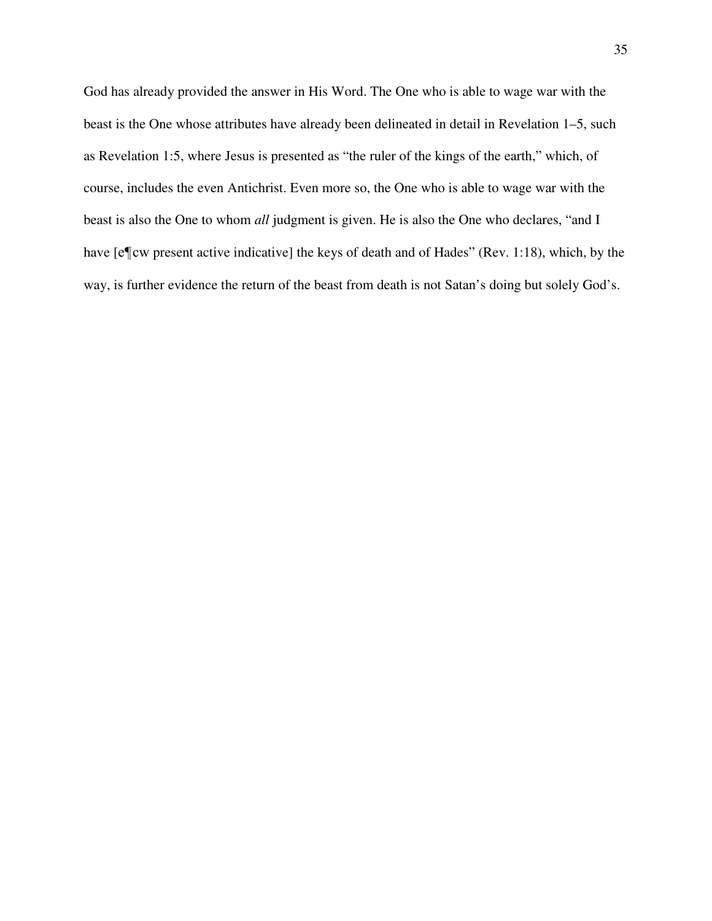God has already provided the answer in His Word. The One who is able to wage war with the beast is the One whose attributes have already been delineated in detail in Revelation 1–5, such as Revelation 1:5, where Jesus is presented as "the ruler of the kings of the earth," which, of course, includes the even Antichrist. Even more so, the One who is able to wage war with the beast is also the One to whom *all* judgment is given. He is also the One who declares, "and I have [e¶cw present active indicative] the keys of death and of Hades" (Rev. 1:18), which, by the way, is further evidence the return of the beast from death is not Satan's doing but solely God's.